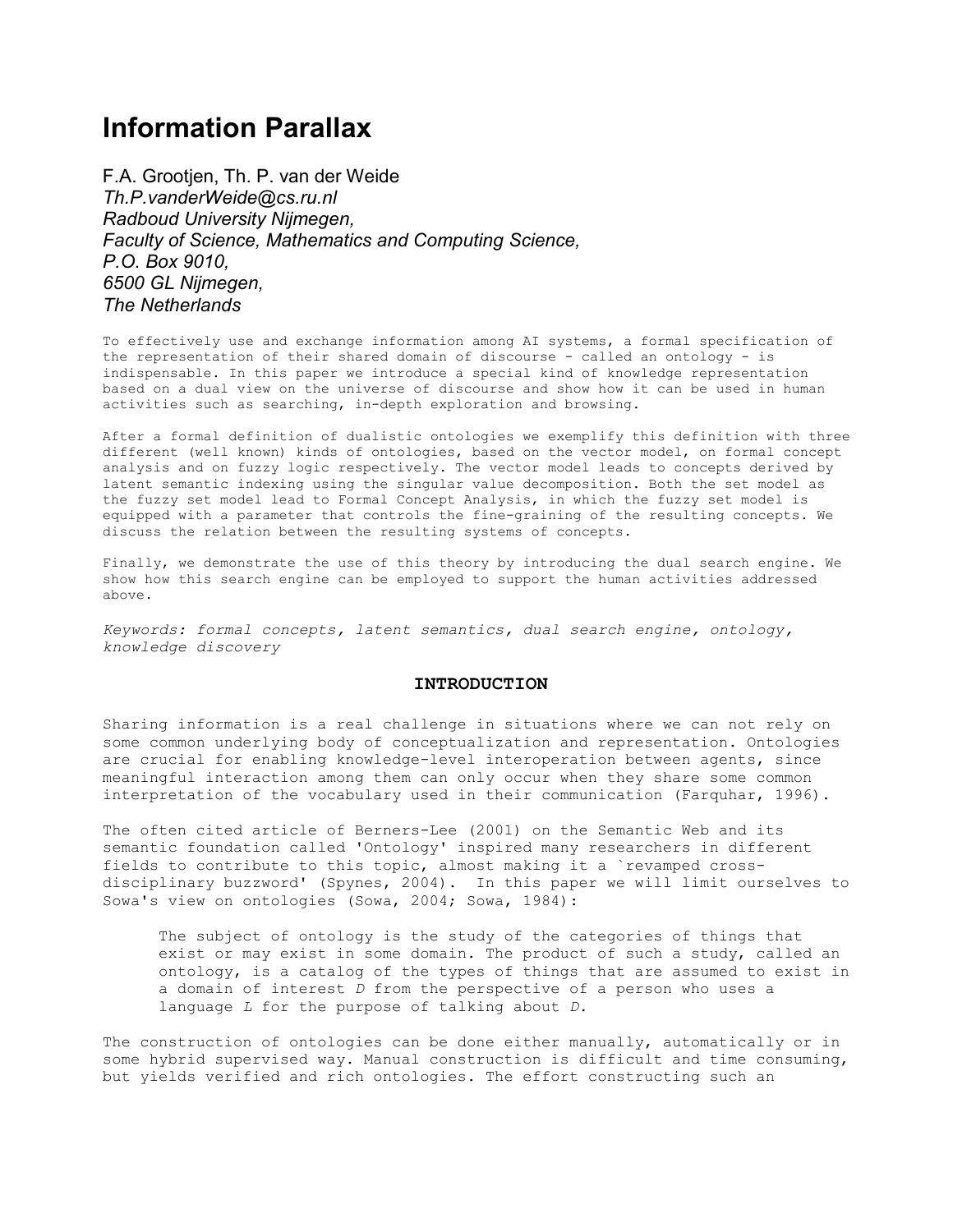# Information Parallax

F.A. Grootjen, Th. P. van der Weide
*Th.P.vanderWeide@cs.ru.nl*
*Radboud University Nijmegen,*
*Faculty of Science, Mathematics and Computing Science,*
*P.O. Box 9010,*
*6500 GL Nijmegen,*
*The Netherlands*

To effectively use and exchange information among AI systems, a formal specification of the representation of their shared domain of discourse - called an ontology - is indispensable. In this paper we introduce a special kind of knowledge representation based on a dual view on the universe of discourse and show how it can be used in human activities such as searching, in-depth exploration and browsing.

After a formal definition of dualistic ontologies we exemplify this definition with three different (well known) kinds of ontologies, based on the vector model, on formal concept analysis and on fuzzy logic respectively. The vector model leads to concepts derived by latent semantic indexing using the singular value decomposition. Both the set model as the fuzzy set model lead to Formal Concept Analysis, in which the fuzzy set model is equipped with a parameter that controls the fine-graining of the resulting concepts. We discuss the relation between the resulting systems of concepts.

Finally, we demonstrate the use of this theory by introducing the dual search engine. We show how this search engine can be employed to support the human activities addressed above.

*Keywords: formal concepts, latent semantics, dual search engine, ontology, knowledge discovery*

## INTRODUCTION

Sharing information is a real challenge in situations where we can not rely on some common underlying body of conceptualization and representation. Ontologies are crucial for enabling knowledge-level interoperation between agents, since meaningful interaction among them can only occur when they share some common interpretation of the vocabulary used in their communication (Farquhar, 1996).

The often cited article of Berners-Lee (2001) on the Semantic Web and its semantic foundation called 'Ontology' inspired many researchers in different fields to contribute to this topic, almost making it a `revamped cross-disciplinary buzzword' (Spynes, 2004). In this paper we will limit ourselves to Sowa's view on ontologies (Sowa, 2004; Sowa, 1984):

> The subject of ontology is the study of the categories of things that exist or may exist in some domain. The product of such a study, called an ontology, is a catalog of the types of things that are assumed to exist in a domain of interest *D* from the perspective of a person who uses a language *L* for the purpose of talking about *D*.

The construction of ontologies can be done either manually, automatically or in some hybrid supervised way. Manual construction is difficult and time consuming, but yields verified and rich ontologies. The effort constructing such an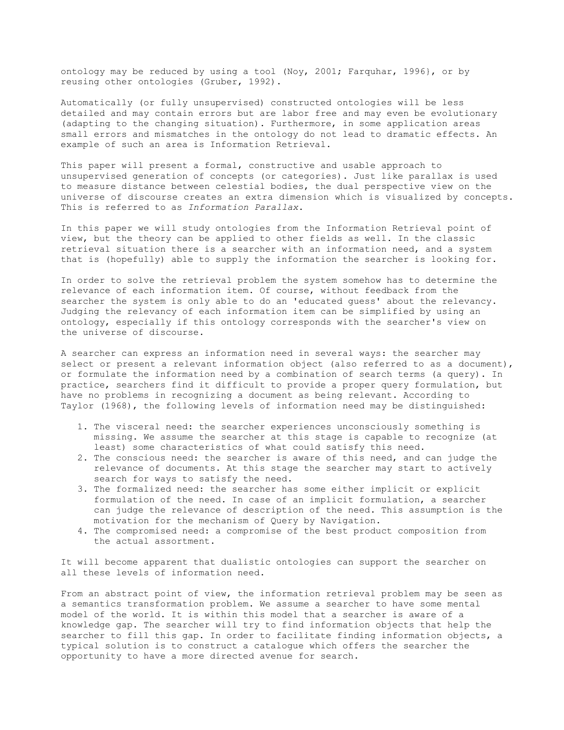ontology may be reduced by using a tool (Noy, 2001; Farquhar, 1996}, or by reusing other ontologies (Gruber, 1992).

Automatically (or fully unsupervised) constructed ontologies will be less detailed and may contain errors but are labor free and may even be evolutionary (adapting to the changing situation). Furthermore, in some application areas small errors and mismatches in the ontology do not lead to dramatic effects. An example of such an area is Information Retrieval.

This paper will present a formal, constructive and usable approach to unsupervised generation of concepts (or categories). Just like parallax is used to measure distance between celestial bodies, the dual perspective view on the universe of discourse creates an extra dimension which is visualized by concepts. This is referred to as *Information Parallax*.

In this paper we will study ontologies from the Information Retrieval point of view, but the theory can be applied to other fields as well. In the classic retrieval situation there is a searcher with an information need, and a system that is (hopefully) able to supply the information the searcher is looking for.

In order to solve the retrieval problem the system somehow has to determine the relevance of each information item. Of course, without feedback from the searcher the system is only able to do an 'educated guess' about the relevancy. Judging the relevancy of each information item can be simplified by using an ontology, especially if this ontology corresponds with the searcher's view on the universe of discourse.

A searcher can express an information need in several ways: the searcher may select or present a relevant information object (also referred to as a document), or formulate the information need by a combination of search terms (a query). In practice, searchers find it difficult to provide a proper query formulation, but have no problems in recognizing a document as being relevant. According to Taylor (1968), the following levels of information need may be distinguished:

1. The visceral need: the searcher experiences unconsciously something is missing. We assume the searcher at this stage is capable to recognize (at least) some characteristics of what could satisfy this need.
2. The conscious need: the searcher is aware of this need, and can judge the relevance of documents. At this stage the searcher may start to actively search for ways to satisfy the need.
3. The formalized need: the searcher has some either implicit or explicit formulation of the need. In case of an implicit formulation, a searcher can judge the relevance of description of the need. This assumption is the motivation for the mechanism of Query by Navigation.
4. The compromised need: a compromise of the best product composition from the actual assortment.

It will become apparent that dualistic ontologies can support the searcher on all these levels of information need.

From an abstract point of view, the information retrieval problem may be seen as a semantics transformation problem. We assume a searcher to have some mental model of the world. It is within this model that a searcher is aware of a knowledge gap. The searcher will try to find information objects that help the searcher to fill this gap. In order to facilitate finding information objects, a typical solution is to construct a catalogue which offers the searcher the opportunity to have a more directed avenue for search.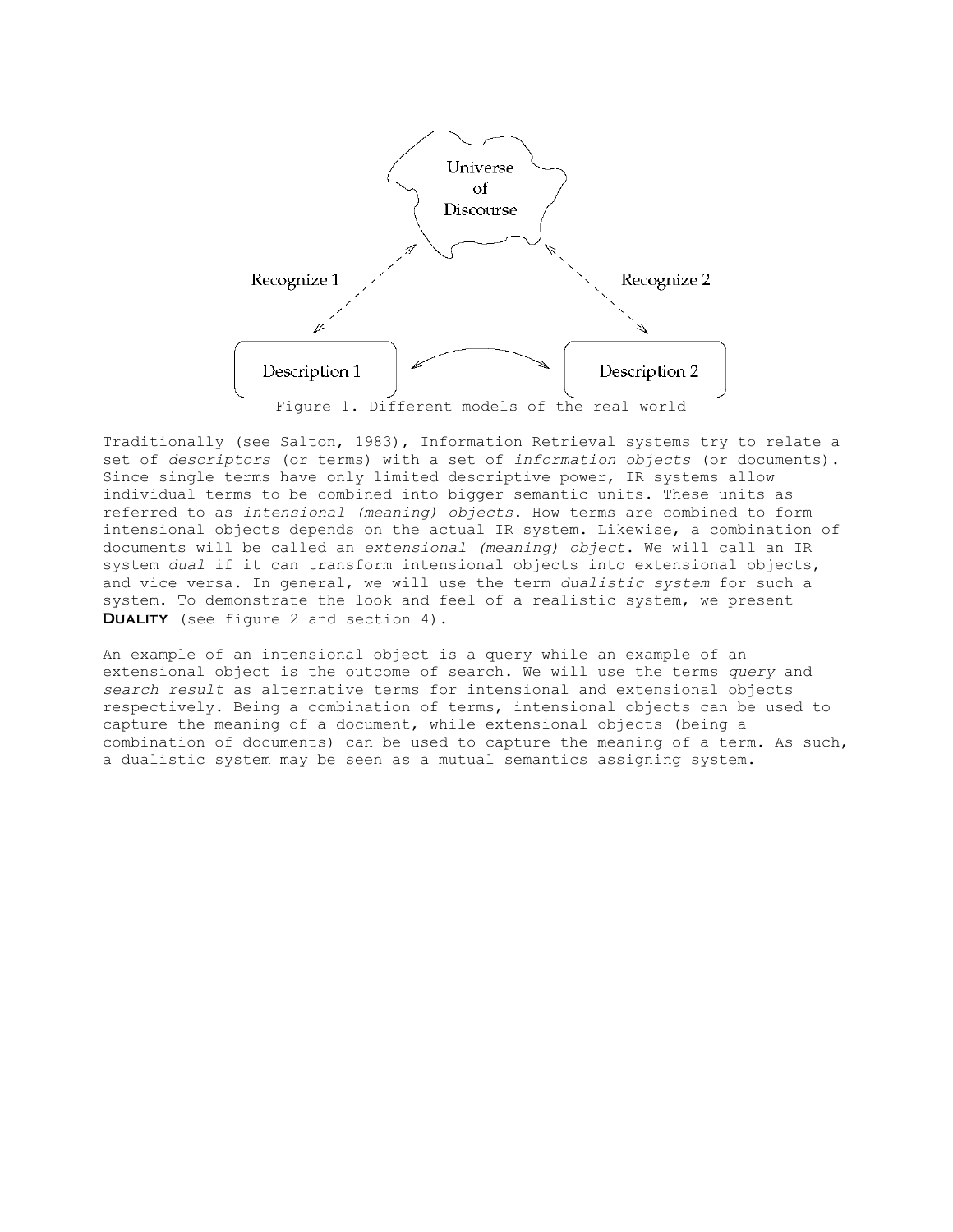Figure 1. Different models of the real world

Traditionally (see Salton, 1983), Information Retrieval systems try to relate a set of *descriptors* (or terms) with a set of *information objects* (or documents). Since single terms have only limited descriptive power, IR systems allow individual terms to be combined into bigger semantic units. These units as referred to as *intensional (meaning) objects*. How terms are combined to form intensional objects depends on the actual IR system. Likewise, a combination of documents will be called an *extensional (meaning) object*. We will call an IR system *dual* if it can transform intensional objects into extensional objects, and vice versa. In general, we will use the term *dualistic system* for such a system. To demonstrate the look and feel of a realistic system, we present **DUALITY** (see figure 2 and section 4).

An example of an intensional object is a query while an example of an extensional object is the outcome of search. We will use the terms *query* and *search result* as alternative terms for intensional and extensional objects respectively. Being a combination of terms, intensional objects can be used to capture the meaning of a document, while extensional objects (being a combination of documents) can be used to capture the meaning of a term. As such, a dualistic system may be seen as a mutual semantics assigning system.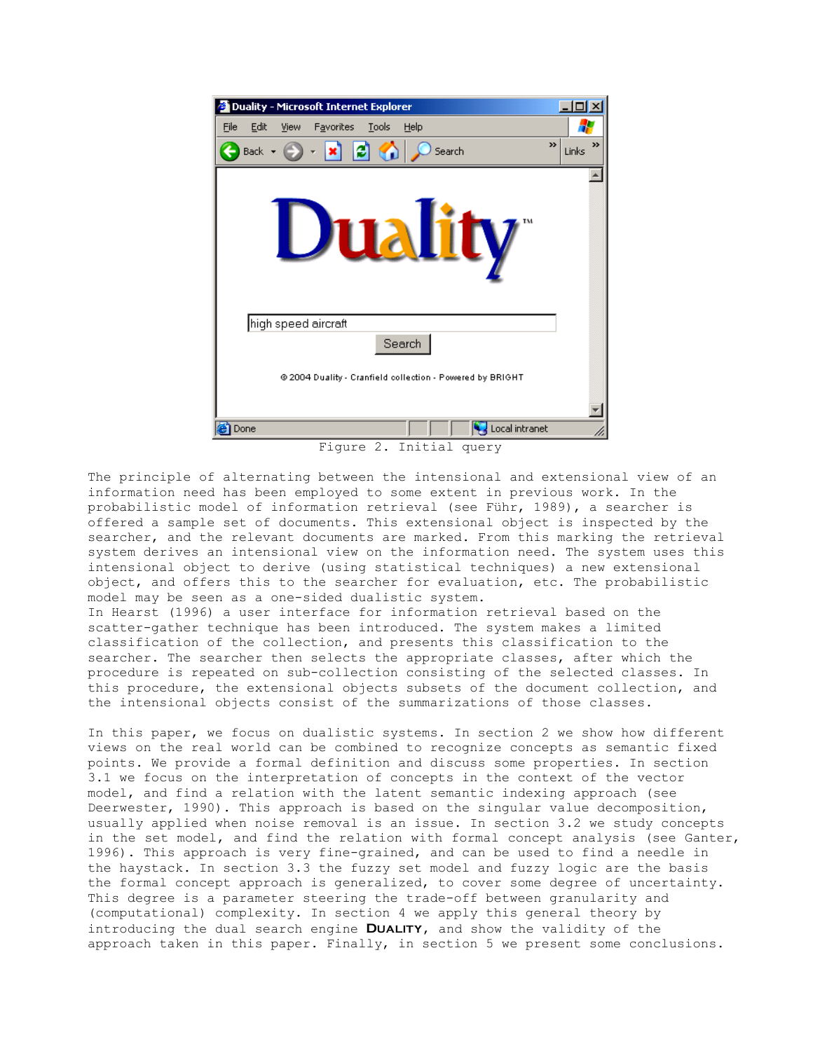Figure 2. Initial query

The principle of alternating between the intensional and extensional view of an information need has been employed to some extent in previous work. In the probabilistic model of information retrieval (see Führ, 1989), a searcher is offered a sample set of documents. This extensional object is inspected by the searcher, and the relevant documents are marked. From this marking the retrieval system derives an intensional view on the information need. The system uses this intensional object to derive (using statistical techniques) a new extensional object, and offers this to the searcher for evaluation, etc. The probabilistic model may be seen as a one-sided dualistic system.
In Hearst (1996) a user interface for information retrieval based on the scatter-gather technique has been introduced. The system makes a limited classification of the collection, and presents this classification to the searcher. The searcher then selects the appropriate classes, after which the procedure is repeated on sub-collection consisting of the selected classes. In this procedure, the extensional objects subsets of the document collection, and the intensional objects consist of the summarizations of those classes.

In this paper, we focus on dualistic systems. In section 2 we show how different views on the real world can be combined to recognize concepts as semantic fixed points. We provide a formal definition and discuss some properties. In section 3.1 we focus on the interpretation of concepts in the context of the vector model, and find a relation with the latent semantic indexing approach (see Deerwester, 1990). This approach is based on the singular value decomposition, usually applied when noise removal is an issue. In section 3.2 we study concepts in the set model, and find the relation with formal concept analysis (see Ganter, 1996). This approach is very fine-grained, and can be used to find a needle in the haystack. In section 3.3 the fuzzy set model and fuzzy logic are the basis the formal concept approach is generalized, to cover some degree of uncertainty. This degree is a parameter steering the trade-off between granularity and (computational) complexity. In section 4 we apply this general theory by introducing the dual search engine DUALITY, and show the validity of the approach taken in this paper. Finally, in section 5 we present some conclusions.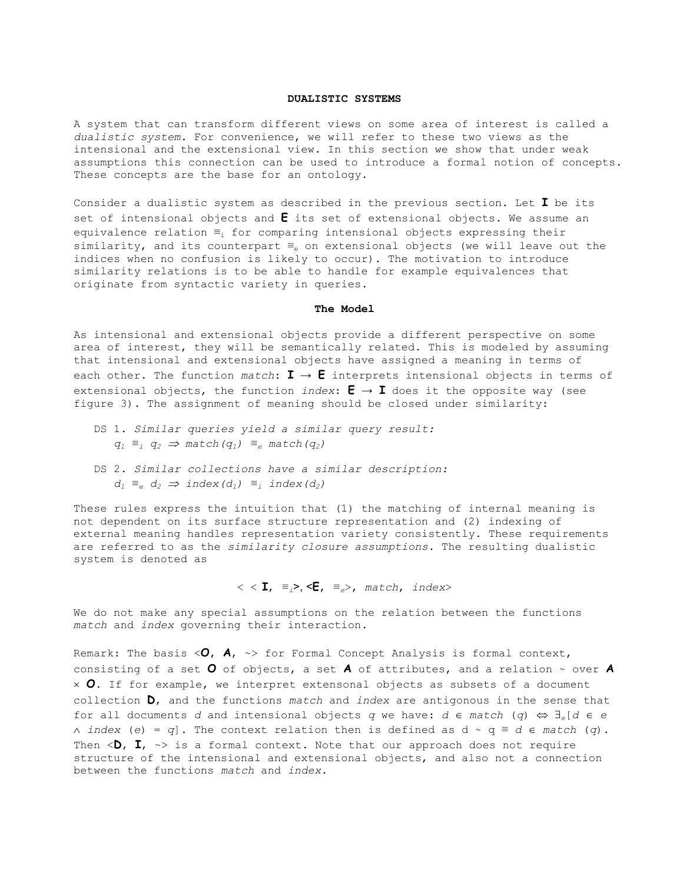## DUALISTIC SYSTEMS

A system that can transform different views on some area of interest is called a *dualistic system*. For convenience, we will refer to these two views as the intensional and the extensional view. In this section we show that under weak assumptions this connection can be used to introduce a formal notion of concepts. These concepts are the base for an ontology.

Consider a dualistic system as described in the previous section. Let **I** be its set of intensional objects and **E** its set of extensional objects. We assume an equivalence relation $\equiv_i$ for comparing intensional objects expressing their similarity, and its counterpart $\equiv_e$ on extensional objects (we will leave out the indices when no confusion is likely to occur). The motivation to introduce similarity relations is to be able to handle for example equivalences that originate from syntactic variety in queries.

### The Model

As intensional and extensional objects provide a different perspective on some area of interest, they will be semantically related. This is modeled by assuming that intensional and extensional objects have assigned a meaning in terms of each other. The function *match*: $\mathbf{I} \rightarrow \mathbf{E}$ interprets intensional objects in terms of extensional objects, the function *index*: $\mathbf{E} \rightarrow \mathbf{I}$ does it the opposite way (see figure 3). The assignment of meaning should be closed under similarity:

- DS 1. *Similar queries yield a similar query result:*
  $q_1 \equiv_i q_2 \Rightarrow match(q_1) \equiv_e match(q_2)$
- DS 2. *Similar collections have a similar description:*
  $d_1 \equiv_e d_2 \Rightarrow index(d_1) \equiv_i index(d_2)$

These rules express the intuition that (1) the matching of internal meaning is not dependent on its surface structure representation and (2) indexing of external meaning handles representation variety consistently. These requirements are referred to as the *similarity closure assumptions*. The resulting dualistic system is denoted as

$$< <\mathbf{I}, \equiv_i>, <\mathbf{E}, \equiv_e>, match, index>$$

We do not make any special assumptions on the relation between the functions *match* and *index* governing their interaction.

Remark: The basis $<\mathbf{O}, \mathbf{A}, \sim>$ for Formal Concept Analysis is formal context, consisting of a set **O** of objects, a set **A** of attributes, and a relation ~ over $\mathbf{A} \times \mathbf{O}$. If for example, we interpret extensonal objects as subsets of a document collection **D**, and the functions *match* and *index* are antigonous in the sense that for all documents $d$ and intensional objects $q$ we have: $d \in match(q) \Leftrightarrow \exists_e[d \in e \wedge index(e) = q]$. The context relation then is defined as $d \sim q \equiv d \in match(q)$. Then $<\mathbf{D}, \mathbf{I}, \sim>$ is a formal context. Note that our approach does not require structure of the intensional and extensional objects, and also not a connection between the functions *match* and *index*.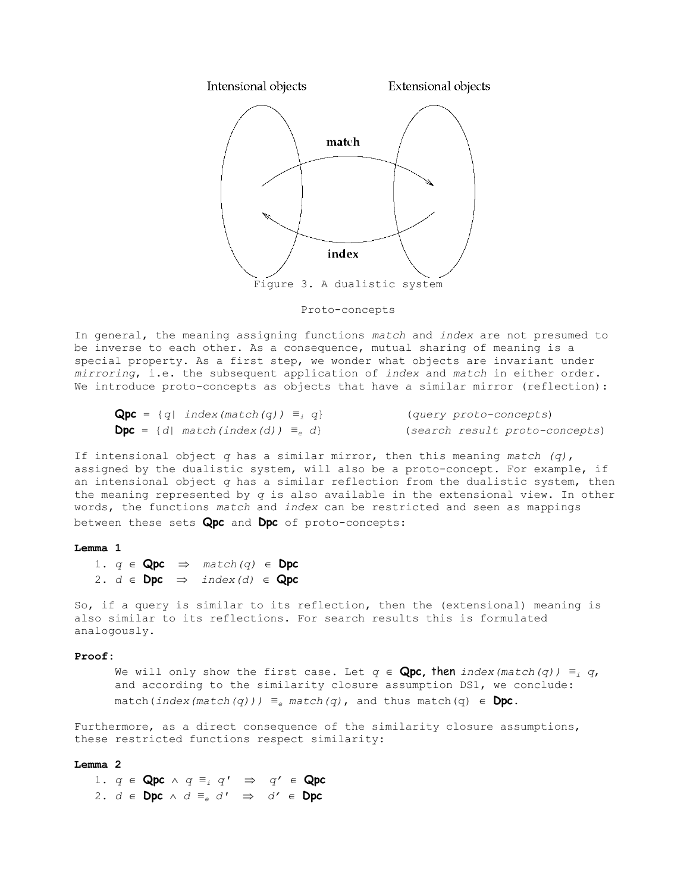Figure 3. A dualistic system

### Proto-concepts

In general, the meaning assigning functions *match* and *index* are not presumed to be inverse to each other. As a consequence, mutual sharing of meaning is a special property. As a first step, we wonder what objects are invariant under *mirroring*, i.e. the subsequent application of *index* and *match* in either order. We introduce proto-concepts as objects that have a similar mirror (reflection):

$$\mathbf{Qpc} = \{q \mid index(match(q)) \equiv_i q\} \qquad (\textit{query proto-concepts})$$

$$\mathbf{Dpc} = \{d \mid match(index(d)) \equiv_e d\} \qquad (\textit{search result proto-concepts})$$

If intensional object $q$ has a similar mirror, then this meaning *match* $(q)$, assigned by the dualistic system, will also be a proto-concept. For example, if an intensional object $q$ has a similar reflection from the dualistic system, then the meaning represented by $q$ is also available in the extensional view. In other words, the functions *match* and *index* can be restricted and seen as mappings between these sets **Qpc** and **Dpc** of proto-concepts:

**Lemma 1**

1. $q \in \mathbf{Qpc} \Rightarrow match(q) \in \mathbf{Dpc}$
2. $d \in \mathbf{Dpc} \Rightarrow index(d) \in \mathbf{Qpc}$

So, if a query is similar to its reflection, then the (extensional) meaning is also similar to its reflections. For search results this is formulated analogously.

**Proof:**

We will only show the first case. Let $q \in \mathbf{Qpc}$, then $index(match(q)) \equiv_i q$, and according to the similarity closure assumption DS1, we conclude: $match(index(match(q))) \equiv_e match(q)$, and thus $match(q) \in \mathbf{Dpc}$.

Furthermore, as a direct consequence of the similarity closure assumptions, these restricted functions respect similarity:

**Lemma 2**

1. $q \in \mathbf{Qpc} \wedge q \equiv_i q' \Rightarrow q' \in \mathbf{Qpc}$
2. $d \in \mathbf{Dpc} \wedge d \equiv_e d' \Rightarrow d' \in \mathbf{Dpc}$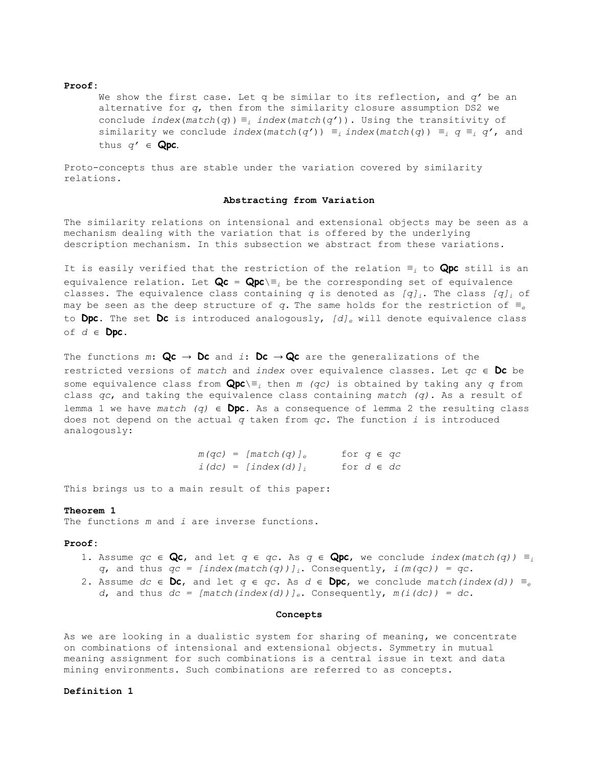**Proof:**

We show the first case. Let q be similar to its reflection, and $q'$ be an alternative for $q$, then from the similarity closure assumption DS2 we conclude $index(match(q)) \equiv_i index(match(q'))$. Using the transitivity of similarity we conclude $index(match(q')) \equiv_i index(match(q)) \equiv_i q \equiv_i q'$, and thus $q' \in$ **Qpc**.

Proto-concepts thus are stable under the variation covered by similarity relations.

### Abstracting from Variation

The similarity relations on intensional and extensional objects may be seen as a mechanism dealing with the variation that is offered by the underlying description mechanism. In this subsection we abstract from these variations.

It is easily verified that the restriction of the relation $\equiv_i$ to **Qpc** still is an equivalence relation. Let **Qc** = **Qpc**$\backslash\equiv_i$ be the corresponding set of equivalence classes. The equivalence class containing $q$ is denoted as $[q]_i$. The class $[q]_i$ of may be seen as the deep structure of $q$. The same holds for the restriction of $\equiv_e$ to **Dpc**. The set **Dc** is introduced analogously, $[d]_e$ will denote equivalence class of $d \in$ **Dpc**.

The functions $m$: **Qc** $\rightarrow$ **Dc** and $i$: **Dc** $\rightarrow$ **Qc** are the generalizations of the restricted versions of *match* and *index* over equivalence classes. Let $qc \in$ **Dc** be some equivalence class from **Qpc**$\backslash\equiv_i$ then $m(qc)$ is obtained by taking any $q$ from class $qc$, and taking the equivalence class containing $match(q)$. As a result of lemma 1 we have $match(q) \in$ **Dpc**. As a consequence of lemma 2 the resulting class does not depend on the actual $q$ taken from $qc$. The function $i$ is introduced analogously:

$$m(qc) = [match(q)]_e \qquad \text{for } q \in qc$$
$$i(dc) = [index(d)]_i \qquad \text{for } d \in dc$$

This brings us to a main result of this paper:

**Theorem 1**
The functions $m$ and $i$ are inverse functions.

**Proof:**

1. Assume $qc \in$ **Qc**, and let $q \in qc$. As $q \in$ **Qpc**, we conclude $index(match(q)) \equiv_i q$, and thus $qc = [index(match(q))]_i$. Consequently, $i(m(qc)) = qc$.
2. Assume $dc \in$ **Dc**, and let $q \in qc$. As $d \in$ **Dpc**, we conclude $match(index(d)) \equiv_e d$, and thus $dc = [match(index(d))]_e$. Consequently, $m(i(dc)) = dc$.

### Concepts

As we are looking in a dualistic system for sharing of meaning, we concentrate on combinations of intensional and extensional objects. Symmetry in mutual meaning assignment for such combinations is a central issue in text and data mining environments. Such combinations are referred to as concepts.

**Definition 1**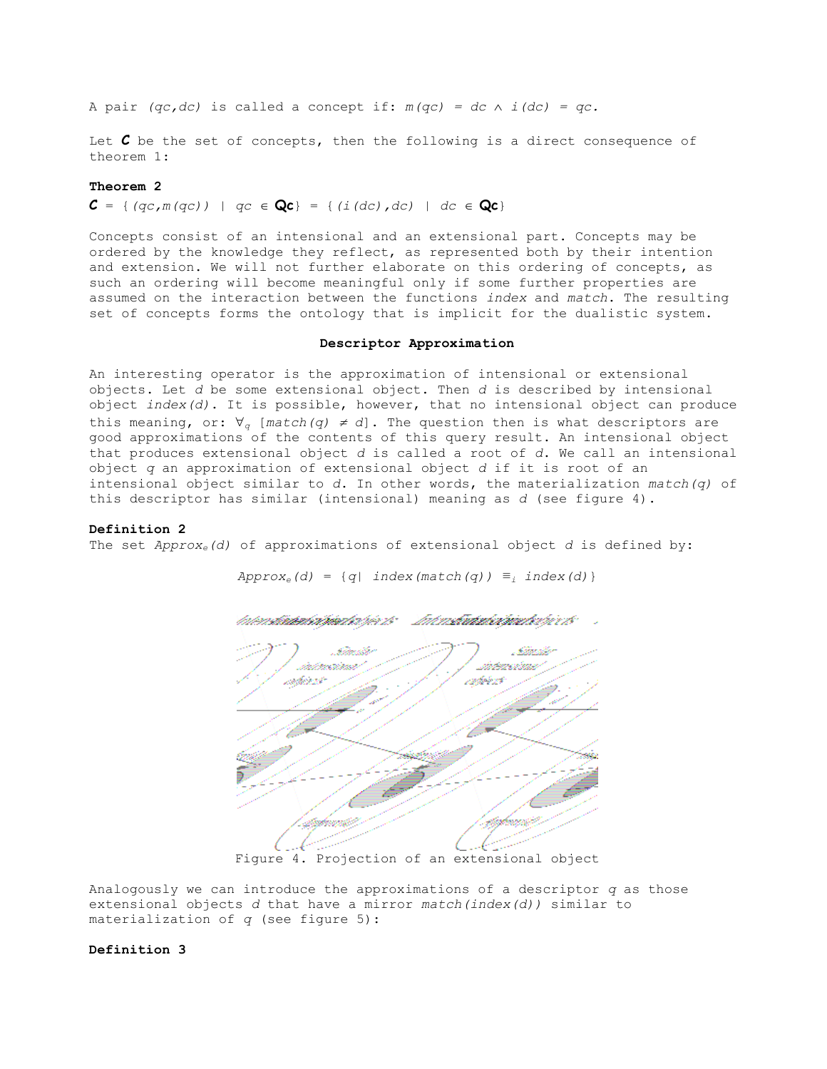A pair *(qc,dc)* is called a concept if: $m(qc) = dc \wedge i(dc) = qc$.

Let $\mathcal{C}$ be the set of concepts, then the following is a direct consequence of theorem 1:

**Theorem 2**

$\mathcal{C} = \{ (qc, m(qc)) \mid qc \in \mathbf{Qc} \} = \{ (i(dc), dc) \mid dc \in \mathbf{Qc} \}$

Concepts consist of an intensional and an extensional part. Concepts may be ordered by the knowledge they reflect, as represented both by their intention and extension. We will not further elaborate on this ordering of concepts, as such an ordering will become meaningful only if some further properties are assumed on the interaction between the functions *index* and *match*. The resulting set of concepts forms the ontology that is implicit for the dualistic system.

## Descriptor Approximation

An interesting operator is the approximation of intensional or extensional objects. Let *d* be some extensional object. Then *d* is described by intensional object *index(d)*. It is possible, however, that no intensional object can produce this meaning, or: $\forall_q\ [match(q) \neq d]$. The question then is what descriptors are good approximations of the contents of this query result. An intensional object that produces extensional object *d* is called a root of *d*. We call an intensional object *q* an approximation of extensional object *d* if it is root of an intensional object similar to *d*. In other words, the materialization *match(q)* of this descriptor has similar (intensional) meaning as *d* (see figure 4).

**Definition 2**

The set $Approx_e(d)$ of approximations of extensional object *d* is defined by:

$$Approx_e(d) = \{q \mid index(match(q)) \equiv_i index(d)\}$$

Figure 4. Projection of an extensional object

Analogously we can introduce the approximations of a descriptor *q* as those extensional objects *d* that have a mirror *match(index(d))* similar to materialization of *q* (see figure 5):

**Definition 3**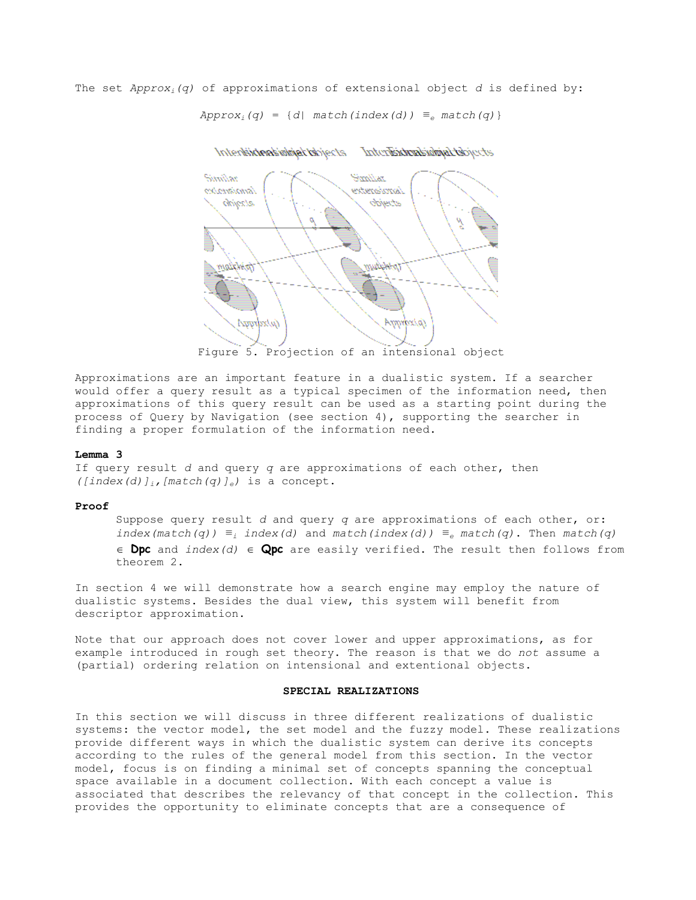The set $Approx_i(q)$ of approximations of extensional object $d$ is defined by:

$$Approx_i(q) = \{d \mid match(index(d)) \equiv_e match(q)\}$$

Figure 5. Projection of an intensional object

Approximations are an important feature in a dualistic system. If a searcher would offer a query result as a typical specimen of the information need, then approximations of this query result can be used as a starting point during the process of Query by Navigation (see section 4), supporting the searcher in finding a proper formulation of the information need.

**Lemma 3**

If query result $d$ and query $q$ are approximations of each other, then $([index(d)]_i, [match(q)]_e)$ is a concept.

**Proof**

Suppose query result $d$ and query $q$ are approximations of each other, or: $index(match(q)) \equiv_i index(d)$ and $match(index(d)) \equiv_e match(q)$. Then $match(q) \in$ **Dpc** and $index(d) \in$ **Qpc** are easily verified. The result then follows from theorem 2.

In section 4 we will demonstrate how a search engine may employ the nature of dualistic systems. Besides the dual view, this system will benefit from descriptor approximation.

Note that our approach does not cover lower and upper approximations, as for example introduced in rough set theory. The reason is that we do *not* assume a (partial) ordering relation on intensional and extentional objects.

## SPECIAL REALIZATIONS

In this section we will discuss in three different realizations of dualistic systems: the vector model, the set model and the fuzzy model. These realizations provide different ways in which the dualistic system can derive its concepts according to the rules of the general model from this section. In the vector model, focus is on finding a minimal set of concepts spanning the conceptual space available in a document collection. With each concept a value is associated that describes the relevancy of that concept in the collection. This provides the opportunity to eliminate concepts that are a consequence of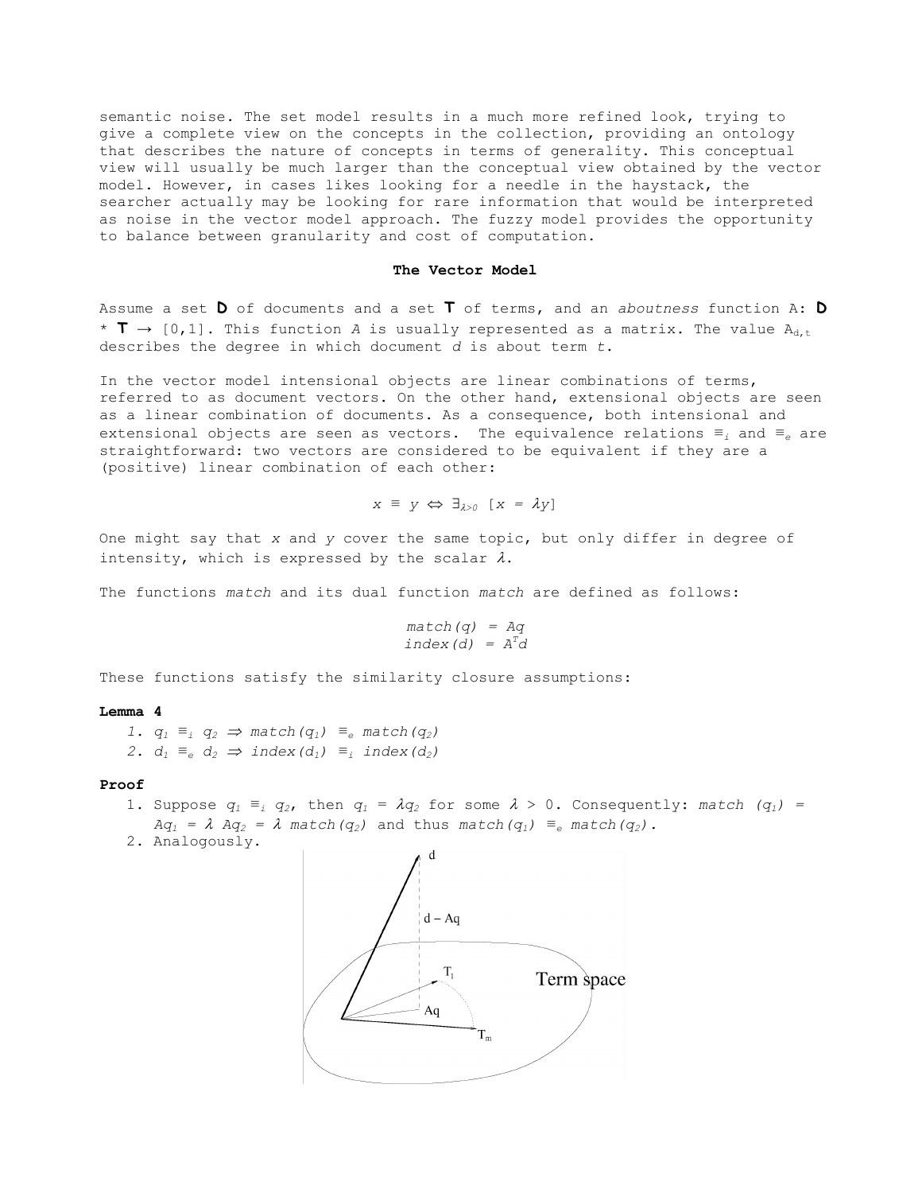semantic noise. The set model results in a much more refined look, trying to give a complete view on the concepts in the collection, providing an ontology that describes the nature of concepts in terms of generality. This conceptual view will usually be much larger than the conceptual view obtained by the vector model. However, in cases likes looking for a needle in the haystack, the searcher actually may be looking for rare information that would be interpreted as noise in the vector model approach. The fuzzy model provides the opportunity to balance between granularity and cost of computation.

## The Vector Model

Assume a set **D** of documents and a set **T** of terms, and an *aboutness* function A: **D** * **T** → [0,1]. This function *A* is usually represented as a matrix. The value $A_{d,t}$ describes the degree in which document *d* is about term *t*.

In the vector model intensional objects are linear combinations of terms, referred to as document vectors. On the other hand, extensional objects are seen as a linear combination of documents. As a consequence, both intensional and extensional objects are seen as vectors. The equivalence relations $\equiv_i$ and $\equiv_e$ are straightforward: two vectors are considered to be equivalent if they are a (positive) linear combination of each other:

$$x \equiv y \Leftrightarrow \exists_{\lambda>0} \; [x = \lambda y]$$

One might say that *x* and *y* cover the same topic, but only differ in degree of intensity, which is expressed by the scalar $\lambda$.

The functions *match* and its dual function *match* are defined as follows:

$$match(q) = Aq$$
$$index(d) = A^T d$$

These functions satisfy the similarity closure assumptions:

**Lemma 4**

1. $q_1 \equiv_i q_2 \Rightarrow match(q_1) \equiv_e match(q_2)$
2. $d_1 \equiv_e d_2 \Rightarrow index(d_1) \equiv_i index(d_2)$

**Proof**

1. Suppose $q_1 \equiv_i q_2$, then $q_1 = \lambda q_2$ for some $\lambda > 0$. Consequently: $match(q_1) = Aq_1 = \lambda\, Aq_2 = \lambda\, match(q_2)$ and thus $match(q_1) \equiv_e match(q_2)$.
2. Analogously.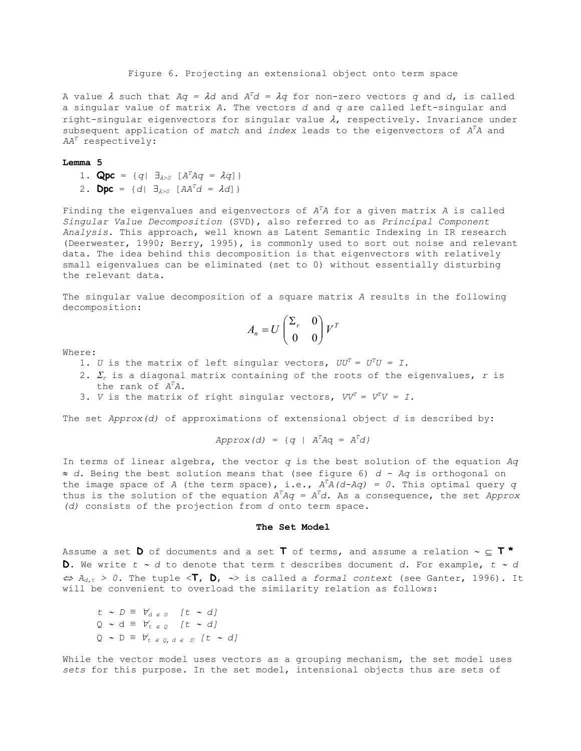Figure 6. Projecting an extensional object onto term space

A value $\lambda$ such that $Aq = \lambda d$ and $A^T d = \lambda q$ for non-zero vectors $q$ and $d$, is called a singular value of matrix $A$. The vectors $d$ and $q$ are called left-singular and right-singular eigenvectors for singular value $\lambda$, respectively. Invariance under subsequent application of *match* and *index* leads to the eigenvectors of $A^T A$ and $AA^T$ respectively:

**Lemma 5**

1. **Qpc** = $\{q \mid \exists_{\lambda>0}\ [A^T A q = \lambda q]\}$
2. **Dpc** = $\{d \mid \exists_{\lambda>0}\ [AA^T d = \lambda d]\}$

Finding the eigenvalues and eigenvectors of $A^T A$ for a given matrix $A$ is called *Singular Value Decomposition* (SVD), also referred to as *Principal Component Analysis*. This approach, well known as Latent Semantic Indexing in IR research (Deerwester, 1990; Berry, 1995), is commonly used to sort out noise and relevant data. The idea behind this decomposition is that eigenvectors with relatively small eigenvalues can be eliminated (set to 0) without essentially disturbing the relevant data.

The singular value decomposition of a square matrix $A$ results in the following decomposition:

$$A_n = U \begin{pmatrix} \Sigma_r & 0 \\ 0 & 0 \end{pmatrix} V^T$$

Where:

1. $U$ is the matrix of left singular vectors, $UU^T = U^T U = I$.
2. $\Sigma_r$ is a diagonal matrix containing of the roots of the eigenvalues, $r$ is the rank of $A^T A$.
3. $V$ is the matrix of right singular vectors, $VV^T = V^T V = I$.

The set *Approx(d)* of approximations of extensional object $d$ is described by:

$$Approx(d) = \{q \mid A^T A q = A^T d\}$$

In terms of linear algebra, the vector $q$ is the best solution of the equation $Aq \approx d$. Being the best solution means that (see figure 6) $d - Aq$ is orthogonal on the image space of $A$ (the term space), i.e., $A^T A(d-Aq) = 0$. This optimal query $q$ thus is the solution of the equation $A^T Aq = A^T d$. As a consequence, the set *Approx (d)* consists of the projection from $d$ onto term space.

### The Set Model

Assume a set **D** of documents and a set **T** of terms, and assume a relation $\sim \subseteq$ **T** * **D**. We write $t \sim d$ to denote that term $t$ describes document $d$. For example, $t \sim d \Leftrightarrow A_{d,t} > 0$. The tuple <**T**, **D**, ~> is called a *formal context* (see Ganter, 1996). It will be convenient to overload the similarity relation as follows:

$t \sim D \equiv \forall_{d \in D}\ [t \sim d]$
$Q \sim d \equiv \forall_{t \in Q}\ [t \sim d]$
$Q \sim D \equiv \forall_{t \in Q,\, d \in D}\ [t \sim d]$

While the vector model uses vectors as a grouping mechanism, the set model uses *sets* for this purpose. In the set model, intensional objects thus are sets of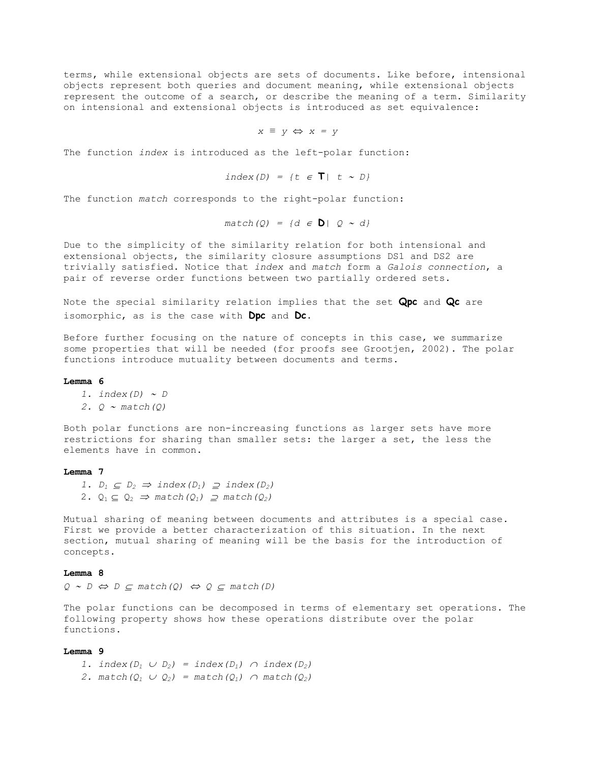terms, while extensional objects are sets of documents. Like before, intensional objects represent both queries and document meaning, while extensional objects represent the outcome of a search, or describe the meaning of a term. Similarity on intensional and extensional objects is introduced as set equivalence:

$$x \equiv y \Leftrightarrow x = y$$

The function *index* is introduced as the left-polar function:

$$index(D) = \{t \in \mathbf{T} \mid t \sim D\}$$

The function *match* corresponds to the right-polar function:

$$match(Q) = \{d \in \mathbf{D} \mid Q \sim d\}$$

Due to the simplicity of the similarity relation for both intensional and extensional objects, the similarity closure assumptions DS1 and DS2 are trivially satisfied. Notice that *index* and *match* form a *Galois connection*, a pair of reverse order functions between two partially ordered sets.

Note the special similarity relation implies that the set **Qpc** and **Qc** are isomorphic, as is the case with **Dpc** and **Dc**.

Before further focusing on the nature of concepts in this case, we summarize some properties that will be needed (for proofs see Grootjen, 2002). The polar functions introduce mutuality between documents and terms.

**Lemma 6**

1. $index(D) \sim D$
2. $Q \sim match(Q)$

Both polar functions are non-increasing functions as larger sets have more restrictions for sharing than smaller sets: the larger a set, the less the elements have in common.

**Lemma 7**

1. $D_1 \subseteq D_2 \Rightarrow index(D_1) \supseteq index(D_2)$
2. $Q_1 \subseteq Q_2 \Rightarrow match(Q_1) \supseteq match(Q_2)$

Mutual sharing of meaning between documents and attributes is a special case. First we provide a better characterization of this situation. In the next section, mutual sharing of meaning will be the basis for the introduction of concepts.

**Lemma 8**

$Q \sim D \Leftrightarrow D \subseteq match(Q) \Leftrightarrow Q \subseteq match(D)$

The polar functions can be decomposed in terms of elementary set operations. The following property shows how these operations distribute over the polar functions.

**Lemma 9**

1. $index(D_1 \cup D_2) = index(D_1) \cap index(D_2)$
2. $match(Q_1 \cup Q_2) = match(Q_1) \cap match(Q_2)$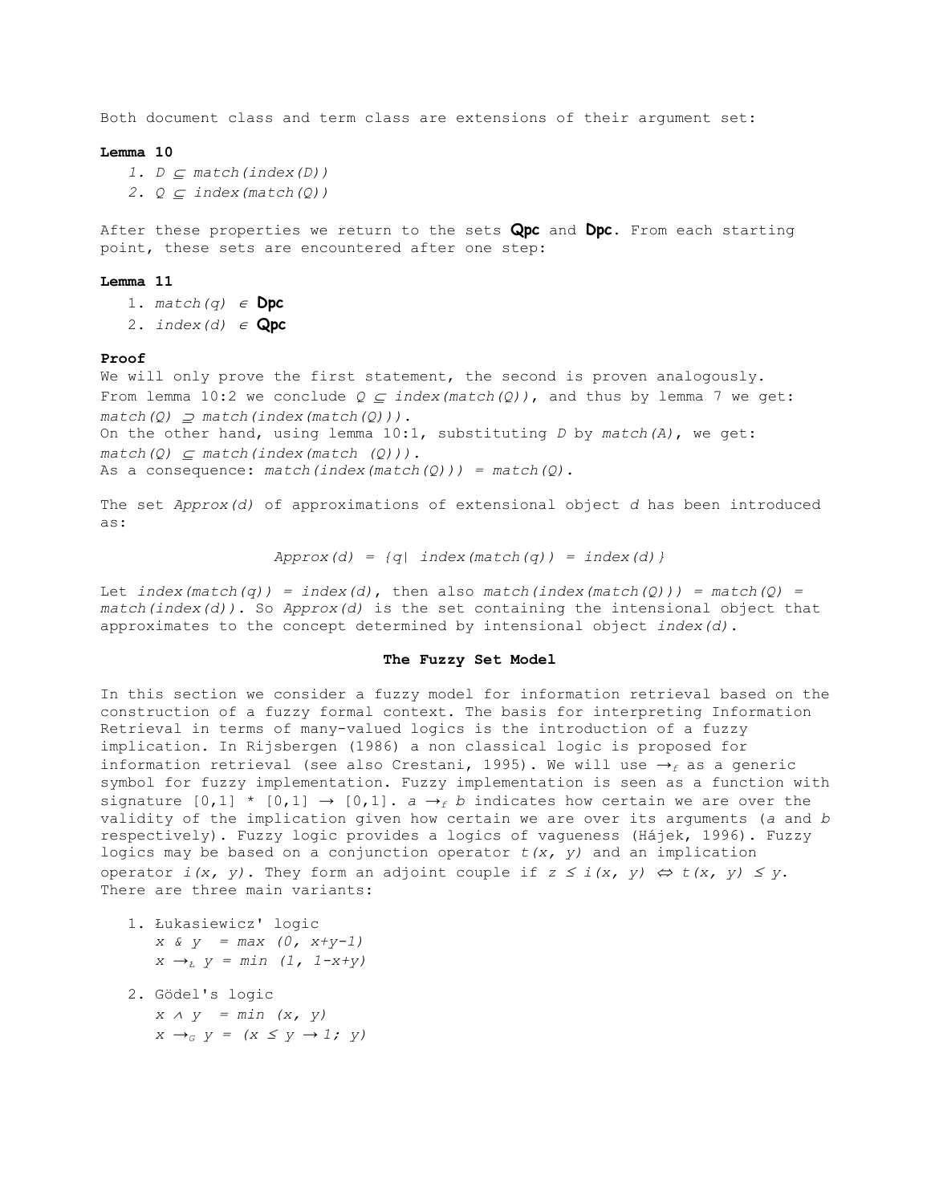Both document class and term class are extensions of their argument set:

**Lemma 10**

1. $D \subseteq match(index(D))$
2. $Q \subseteq index(match(Q))$

After these properties we return to the sets **Qpc** and **Dpc**. From each starting point, these sets are encountered after one step:

**Lemma 11**

1. $match(q) \in$ **Dpc**
2. $index(d) \in$ **Qpc**

**Proof**

We will only prove the first statement, the second is proven analogously.
From lemma 10:2 we conclude $Q \subseteq index(match(Q))$, and thus by lemma 7 we get: $match(Q) \supseteq match(index(match(Q)))$.
On the other hand, using lemma 10:1, substituting $D$ by $match(A)$, we get: $match(Q) \subseteq match(index(match\ (Q)))$.
As a consequence: $match(index(match(Q))) = match(Q)$.

The set *Approx(d)* of approximations of extensional object *d* has been introduced as:

$$Approx(d) = \{q \mid index(match(q)) = index(d)\}$$

Let $index(match(q)) = index(d)$, then also $match(index(match(Q))) = match(Q) = match(index(d))$. So *Approx(d)* is the set containing the intensional object that approximates to the concept determined by intensional object *index(d)*.

**The Fuzzy Set Model**

In this section we consider a fuzzy model for information retrieval based on the construction of a fuzzy formal context. The basis for interpreting Information Retrieval in terms of many-valued logics is the introduction of a fuzzy implication. In Rijsbergen (1986) a non classical logic is proposed for information retrieval (see also Crestani, 1995). We will use $\rightarrow_f$ as a generic symbol for fuzzy implementation. Fuzzy implementation is seen as a function with signature $[0,1] * [0,1] \rightarrow [0,1]$. $a \rightarrow_f b$ indicates how certain we are over the validity of the implication given how certain we are over its arguments (*a* and *b* respectively). Fuzzy logic provides a logics of vagueness (Hájek, 1996). Fuzzy logics may be based on a conjunction operator $t(x, y)$ and an implication operator $i(x, y)$. They form an adjoint couple if $z \leq i(x, y) \Leftrightarrow t(x, y) \leq y$. There are three main variants:

1. Łukasiewicz' logic
   $x \,\&\, y = max\ (0, x+y-1)$
   $x \rightarrow_Ł y = min\ (1, 1-x+y)$
2. Gödel's logic
   $x \wedge y = min\ (x, y)$
   $x \rightarrow_G y = (x \leq y \rightarrow 1; y)$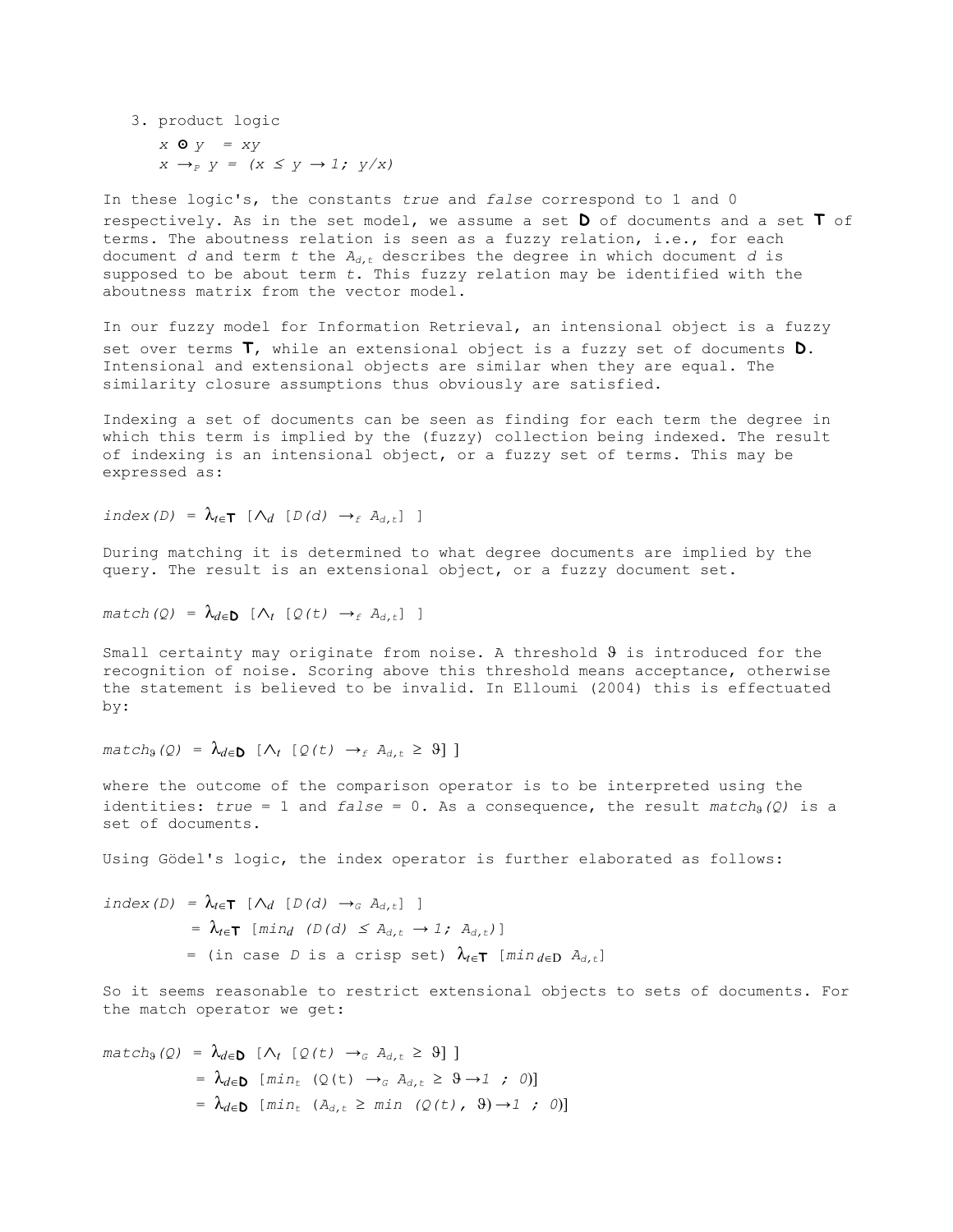3. product logic

   $x \odot y = xy$

   $x \rightarrow_P y = (x \leq y \rightarrow 1;\ y/x)$

In these logic's, the constants *true* and *false* correspond to 1 and 0 respectively. As in the set model, we assume a set **D** of documents and a set **T** of terms. The aboutness relation is seen as a fuzzy relation, i.e., for each document *d* and term *t* the $A_{d,t}$ describes the degree in which document *d* is supposed to be about term *t*. This fuzzy relation may be identified with the aboutness matrix from the vector model.

In our fuzzy model for Information Retrieval, an intensional object is a fuzzy set over terms **T**, while an extensional object is a fuzzy set of documents **D**. Intensional and extensional objects are similar when they are equal. The similarity closure assumptions thus obviously are satisfied.

Indexing a set of documents can be seen as finding for each term the degree in which this term is implied by the (fuzzy) collection being indexed. The result of indexing is an intensional object, or a fuzzy set of terms. This may be expressed as:

$$index(D) = \lambda_{t \in \mathbf{T}} \left[ \bigwedge_d \left[ D(d) \rightarrow_f A_{d,t} \right] \right]$$

During matching it is determined to what degree documents are implied by the query. The result is an extensional object, or a fuzzy document set.

$$match(Q) = \lambda_{d \in \mathbf{D}} \left[ \bigwedge_t \left[ Q(t) \rightarrow_f A_{d,t} \right] \right]$$

Small certainty may originate from noise. A threshold $\vartheta$ is introduced for the recognition of noise. Scoring above this threshold means acceptance, otherwise the statement is believed to be invalid. In Elloumi (2004) this is effectuated by:

$$match_\vartheta(Q) = \lambda_{d \in \mathbf{D}} \left[ \bigwedge_t \left[ Q(t) \rightarrow_f A_{d,t} \geq \vartheta \right] \right]$$

where the outcome of the comparison operator is to be interpreted using the identities: *true* = 1 and *false* = 0. As a consequence, the result $match_\vartheta(Q)$ is a set of documents.

Using Gödel's logic, the index operator is further elaborated as follows:

$$\begin{aligned} index(D) &= \lambda_{t \in \mathbf{T}} \left[ \bigwedge_d \left[ D(d) \rightarrow_G A_{d,t} \right] \right] \\ &= \lambda_{t \in \mathbf{T}} \left[ min_d \ (D(d) \leq A_{d,t} \rightarrow 1;\ A_{d,t}) \right] \\ &= \text{(in case } D \text{ is a crisp set) } \lambda_{t \in \mathbf{T}} \left[ min_{d \in D} \ A_{d,t} \right] \end{aligned}$$

So it seems reasonable to restrict extensional objects to sets of documents. For the match operator we get:

$$\begin{aligned} match_\vartheta(Q) &= \lambda_{d \in \mathbf{D}} \left[ \bigwedge_t \left[ Q(t) \rightarrow_G A_{d,t} \geq \vartheta \right] \right] \\ &= \lambda_{d \in \mathbf{D}} \left[ min_t \ (Q(t) \rightarrow_G A_{d,t} \geq \vartheta \rightarrow 1 \ ;\ 0) \right] \\ &= \lambda_{d \in \mathbf{D}} \left[ min_t \ (A_{d,t} \geq min\ (Q(t),\ \vartheta) \rightarrow 1 \ ;\ 0) \right] \end{aligned}$$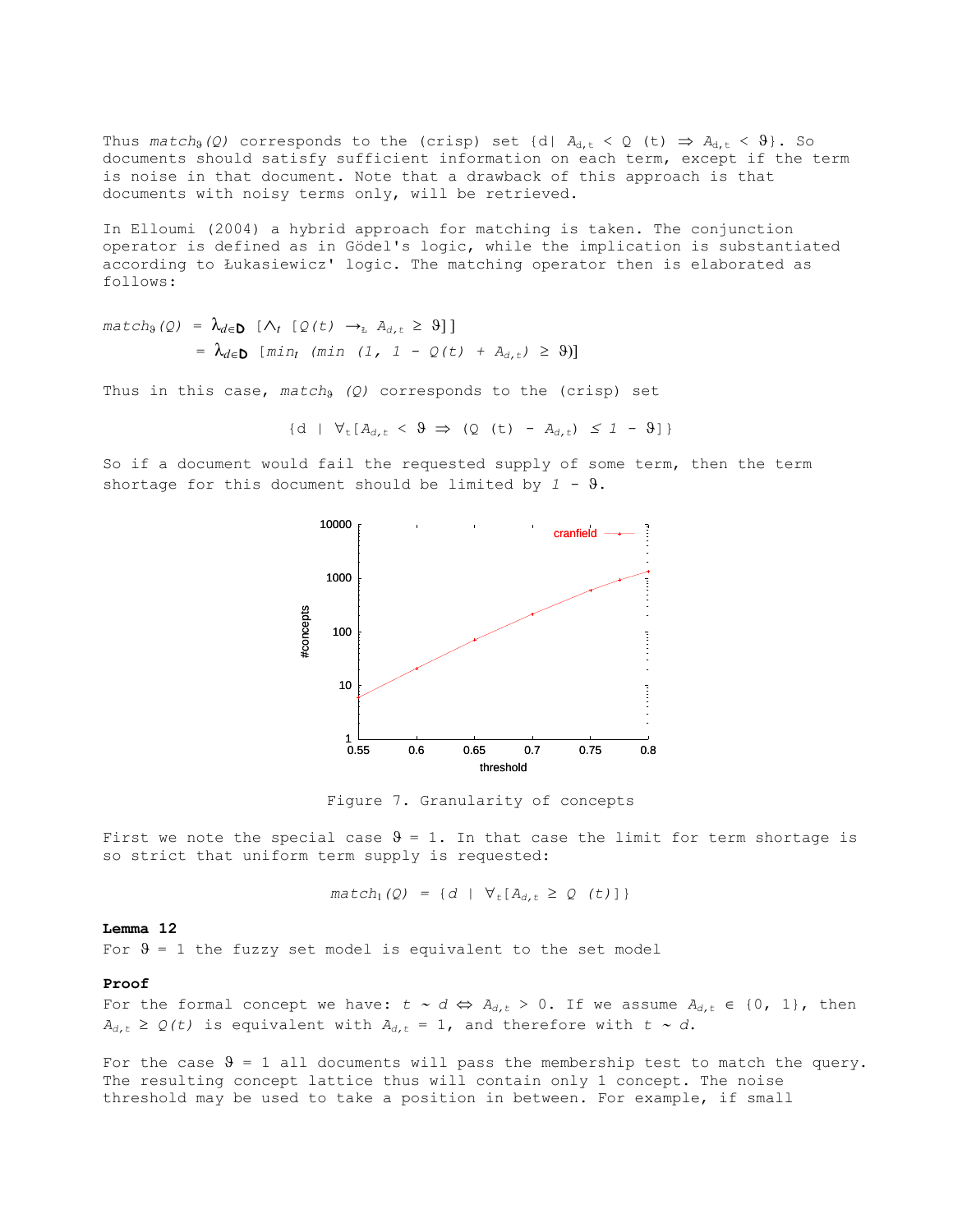Thus $match_\vartheta(Q)$ corresponds to the (crisp) set $\{d | A_{d,t} < Q(t) \Rightarrow A_{d,t} < \vartheta\}$. So documents should satisfy sufficient information on each term, except if the term is noise in that document. Note that a drawback of this approach is that documents with noisy terms only, will be retrieved.

In Elloumi (2004) a hybrid approach for matching is taken. The conjunction operator is defined as in Gödel's logic, while the implication is substantiated according to Łukasiewicz' logic. The matching operator then is elaborated as follows:

$$match_\vartheta(Q) = \lambda_{d \in \mathbf{D}} [\wedge_t [Q(t) \rightarrow_Ł A_{d,t} \geq \vartheta]]$$
$$= \lambda_{d \in \mathbf{D}} [min_t (min (1, 1 - Q(t) + A_{d,t}) \geq \vartheta)]$$

Thus in this case, $match_\vartheta(Q)$ corresponds to the (crisp) set

$$\{d \mid \forall_t [A_{d,t} < \vartheta \Rightarrow (Q(t) - A_{d,t}) \leq 1 - \vartheta]\}$$

So if a document would fail the requested supply of some term, then the term shortage for this document should be limited by $1 - \vartheta$.

Figure 7. Granularity of concepts

First we note the special case $\vartheta = 1$. In that case the limit for term shortage is so strict that uniform term supply is requested:

$$match_1(Q) = \{d \mid \forall_t [A_{d,t} \geq Q(t)]\}$$

**Lemma 12**

For $\vartheta = 1$ the fuzzy set model is equivalent to the set model

**Proof**

For the formal concept we have: $t \sim d \Leftrightarrow A_{d,t} > 0$. If we assume $A_{d,t} \in \{0, 1\}$, then $A_{d,t} \geq Q(t)$ is equivalent with $A_{d,t} = 1$, and therefore with $t \sim d$.

For the case $\vartheta = 1$ all documents will pass the membership test to match the query. The resulting concept lattice thus will contain only 1 concept. The noise threshold may be used to take a position in between. For example, if small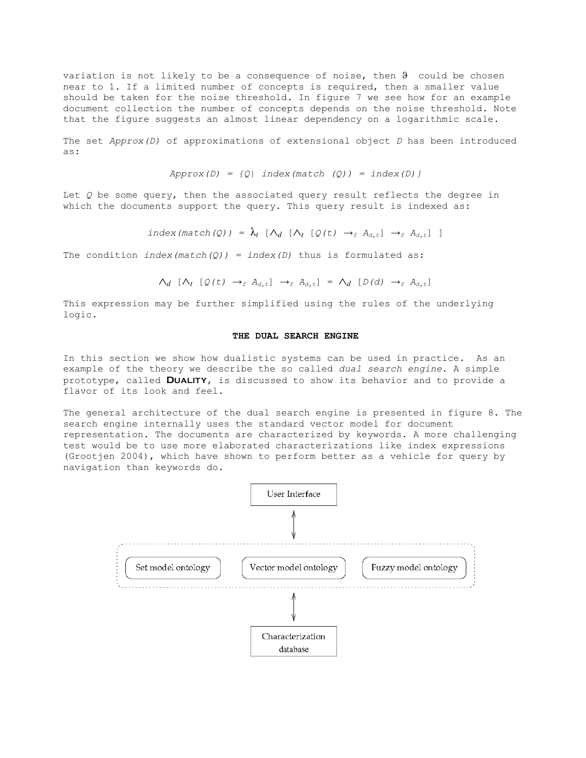variation is not likely to be a consequence of noise, then $\vartheta$ could be chosen near to 1. If a limited number of concepts is required, then a smaller value should be taken for the noise threshold. In figure 7 we see how for an example document collection the number of concepts depends on the noise threshold. Note that the figure suggests an almost linear dependency on a logarithmic scale.

The set *Approx(D)* of approximations of extensional object *D* has been introduced as:

$$Approx(D) = \{Q \mid index(match\ (Q)) = index(D)\}$$

Let *Q* be some query, then the associated query result reflects the degree in which the documents support the query. This query result is indexed as:

$$index(match(Q)) = \lambda_t\ [\wedge_d\ [\wedge_t\ [Q(t) \rightarrow_f A_{d,t}] \rightarrow_f A_{d,t}]\ ]$$

The condition *index(match(Q)) = index(D)* thus is formulated as:

$$\wedge_d\ [\wedge_t\ [Q(t) \rightarrow_f A_{d,t}] \rightarrow_f A_{d,t}] = \wedge_d\ [D(d) \rightarrow_f A_{d,t}]$$

This expression may be further simplified using the rules of the underlying logic.

## THE DUAL SEARCH ENGINE

In this section we show how dualistic systems can be used in practice. As an example of the theory we describe the so called *dual search engine*. A simple prototype, called **DUALITY**, is discussed to show its behavior and to provide a flavor of its look and feel.

The general architecture of the dual search engine is presented in figure 8. The search engine internally uses the standard vector model for document representation. The documents are characterized by keywords. A more challenging test would be to use more elaborated characterizations like index expressions (Grootjen 2004), which have shown to perform better as a vehicle for query by navigation than keywords do.

User Interface

Set model ontology

Vector model ontology

Fuzzy model ontology

Characterization database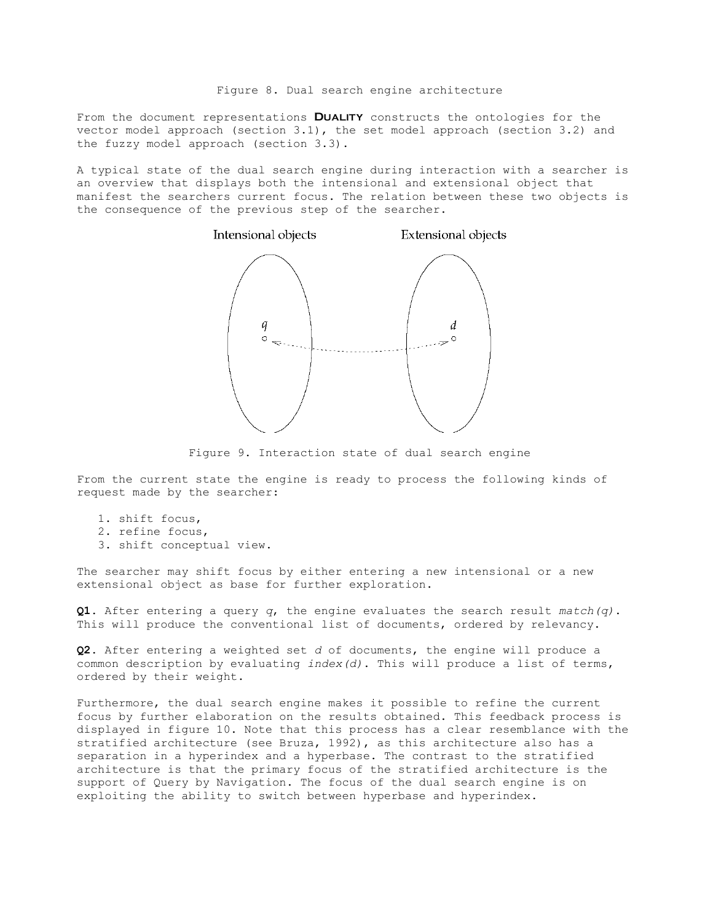Figure 8. Dual search engine architecture

From the document representations **DUALITY** constructs the ontologies for the vector model approach (section 3.1), the set model approach (section 3.2) and the fuzzy model approach (section 3.3).

A typical state of the dual search engine during interaction with a searcher is an overview that displays both the intensional and extensional object that manifest the searchers current focus. The relation between these two objects is the consequence of the previous step of the searcher.

Figure 9. Interaction state of dual search engine

From the current state the engine is ready to process the following kinds of request made by the searcher:

1. shift focus,
2. refine focus,
3. shift conceptual view.

The searcher may shift focus by either entering a new intensional or a new extensional object as base for further exploration.

**Q1**. After entering a query $q$, the engine evaluates the search result *match(q)*. This will produce the conventional list of documents, ordered by relevancy.

**Q2**. After entering a weighted set $d$ of documents, the engine will produce a common description by evaluating *index(d)*. This will produce a list of terms, ordered by their weight.

Furthermore, the dual search engine makes it possible to refine the current focus by further elaboration on the results obtained. This feedback process is displayed in figure 10. Note that this process has a clear resemblance with the stratified architecture (see Bruza, 1992), as this architecture also has a separation in a hyperindex and a hyperbase. The contrast to the stratified architecture is that the primary focus of the stratified architecture is the support of Query by Navigation. The focus of the dual search engine is on exploiting the ability to switch between hyperbase and hyperindex.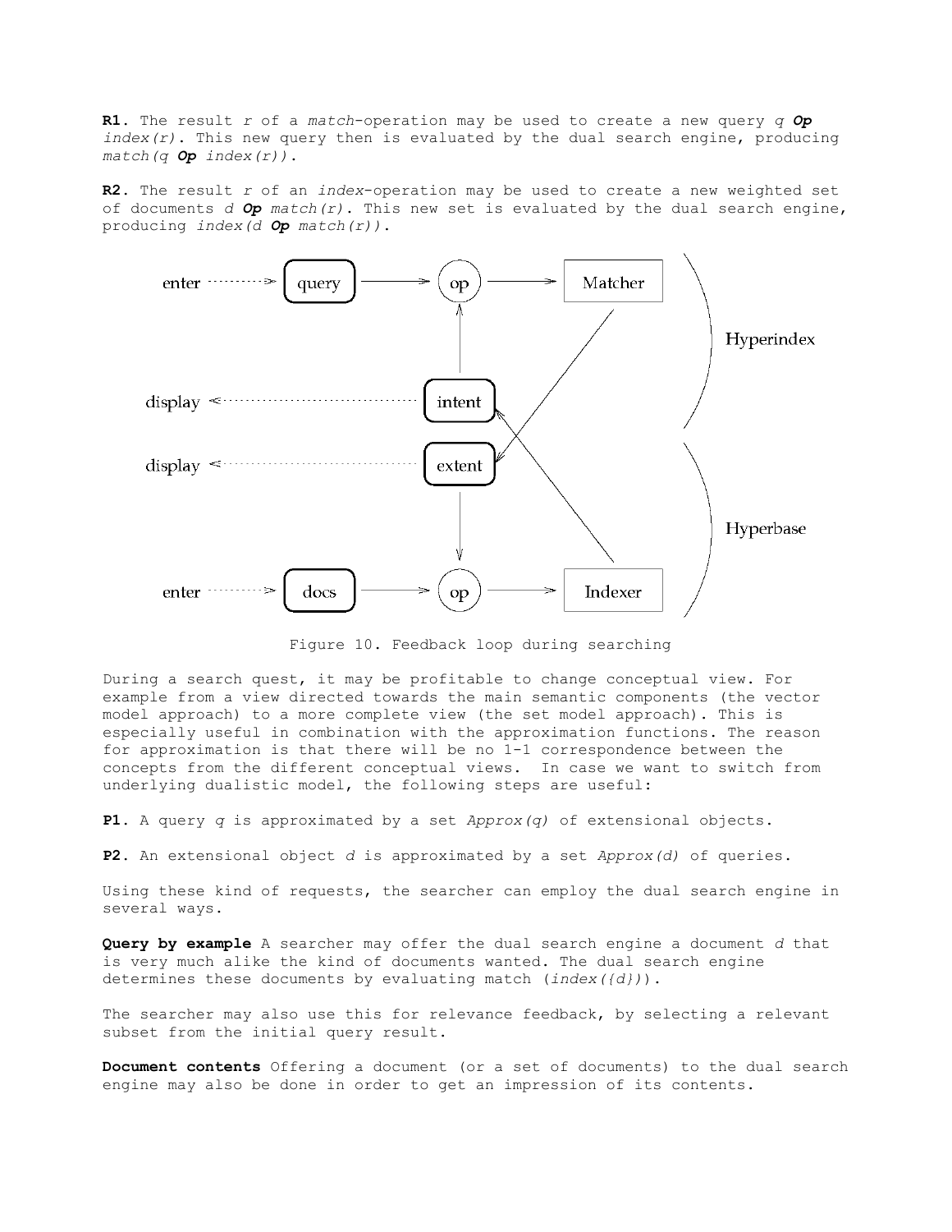**R1.** The result *r* of a *match*-operation may be used to create a new query *q* ***Op*** *index(r)*. This new query then is evaluated by the dual search engine, producing *match(q* ***Op*** *index(r))*.

**R2.** The result *r* of an *index*-operation may be used to create a new weighted set of documents *d* ***Op*** *match(r)*. This new set is evaluated by the dual search engine, producing *index(d* ***Op*** *match(r))*.

Figure 10. Feedback loop during searching

During a search quest, it may be profitable to change conceptual view. For example from a view directed towards the main semantic components (the vector model approach) to a more complete view (the set model approach). This is especially useful in combination with the approximation functions. The reason for approximation is that there will be no 1-1 correspondence between the concepts from the different conceptual views. In case we want to switch from underlying dualistic model, the following steps are useful:

**P1.** A query *q* is approximated by a set *Approx(q)* of extensional objects.

**P2.** An extensional object *d* is approximated by a set *Approx(d)* of queries.

Using these kind of requests, the searcher can employ the dual search engine in several ways.

**Query by example** A searcher may offer the dual search engine a document *d* that is very much alike the kind of documents wanted. The dual search engine determines these documents by evaluating match (*index({d})*).

The searcher may also use this for relevance feedback, by selecting a relevant subset from the initial query result.

**Document contents** Offering a document (or a set of documents) to the dual search engine may also be done in order to get an impression of its contents.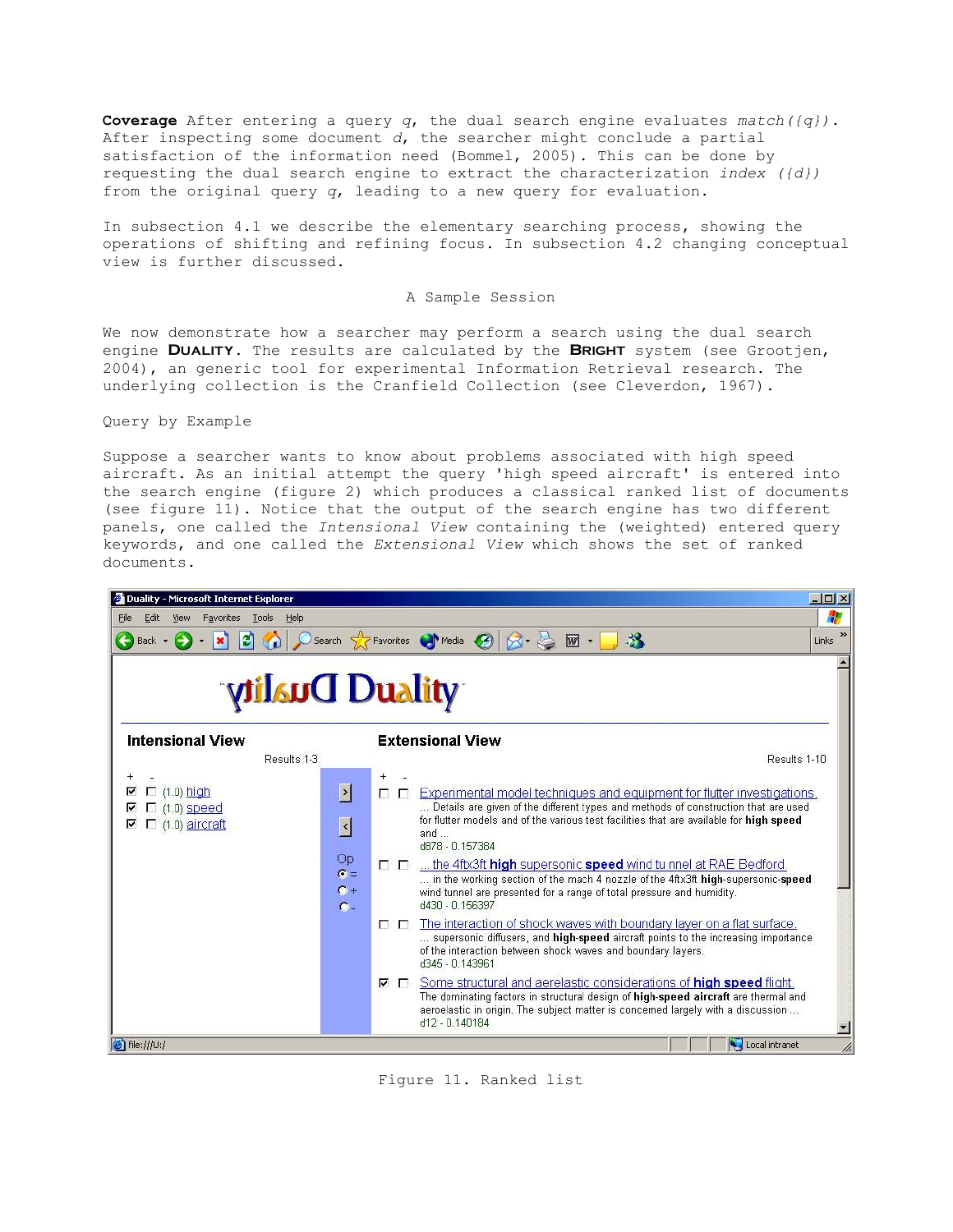**Coverage** After entering a query $q$, the dual search engine evaluates *match*({$q$}). After inspecting some document $d$, the searcher might conclude a partial satisfaction of the information need (Bommel, 2005). This can be done by requesting the dual search engine to extract the characterization *index* ({$d$}) from the original query $q$, leading to a new query for evaluation.

In subsection 4.1 we describe the elementary searching process, showing the operations of shifting and refining focus. In subsection 4.2 changing conceptual view is further discussed.

## A Sample Session

We now demonstrate how a searcher may perform a search using the dual search engine **DUALITY**. The results are calculated by the **BRIGHT** system (see Grootjen, 2004), an generic tool for experimental Information Retrieval research. The underlying collection is the Cranfield Collection (see Cleverdon, 1967).

### Query by Example

Suppose a searcher wants to know about problems associated with high speed aircraft. As an initial attempt the query 'high speed aircraft' is entered into the search engine (figure 2) which produces a classical ranked list of documents (see figure 11). Notice that the output of the search engine has two different panels, one called the *Intensional View* containing the (weighted) entered query keywords, and one called the *Extensional View* which shows the set of ranked documents.

Figure 11. Ranked list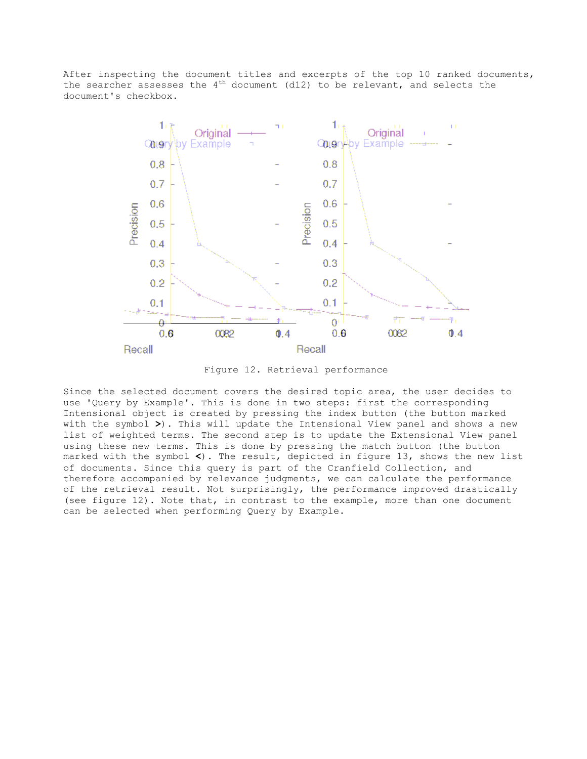After inspecting the document titles and excerpts of the top 10 ranked documents, the searcher assesses the 4th document (d12) to be relevant, and selects the document's checkbox.

Figure 12. Retrieval performance

Since the selected document covers the desired topic area, the user decides to use 'Query by Example'. This is done in two steps: first the corresponding Intensional object is created by pressing the index button (the button marked with the symbol **>**). This will update the Intensional View panel and shows a new list of weighted terms. The second step is to update the Extensional View panel using these new terms. This is done by pressing the match button (the button marked with the symbol **<**). The result, depicted in figure 13, shows the new list of documents. Since this query is part of the Cranfield Collection, and therefore accompanied by relevance judgments, we can calculate the performance of the retrieval result. Not surprisingly, the performance improved drastically (see figure 12). Note that, in contrast to the example, more than one document can be selected when performing Query by Example.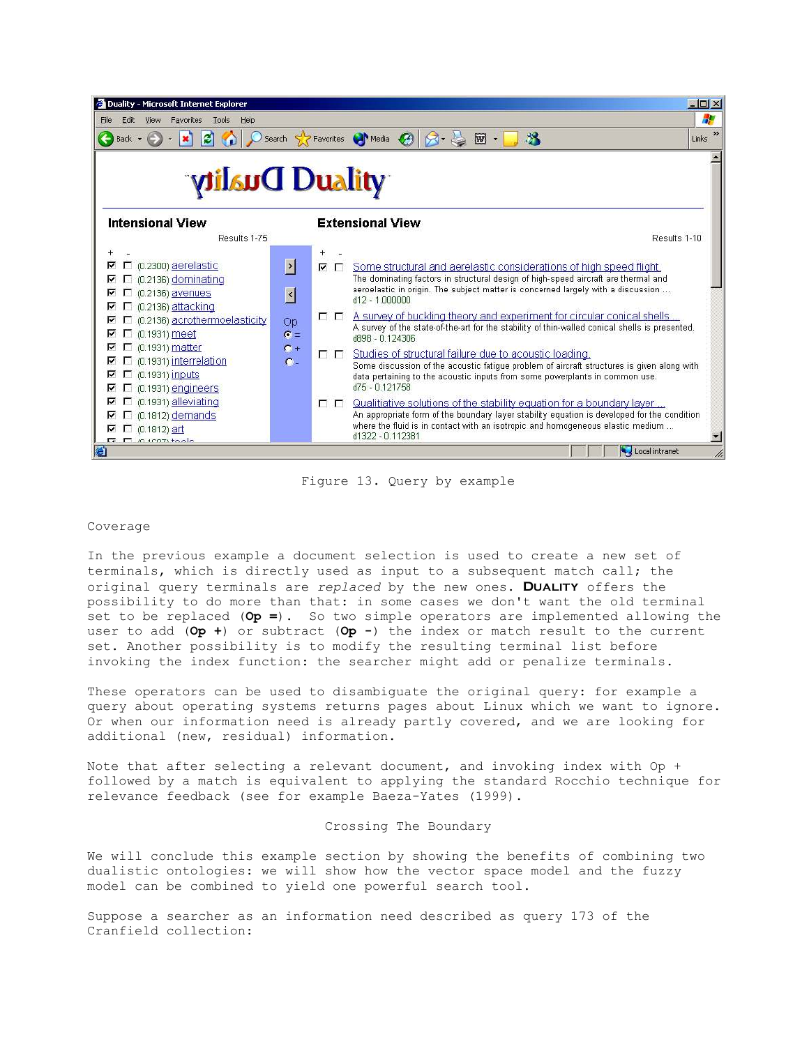Figure 13. Query by example

## Coverage

In the previous example a document selection is used to create a new set of terminals, which is directly used as input to a subsequent match call; the original query terminals are *replaced* by the new ones. DUALITY offers the possibility to do more than that: in some cases we don't want the old terminal set to be replaced (**Op =**). So two simple operators are implemented allowing the user to add (**Op +**) or subtract (**Op -**) the index or match result to the current set. Another possibility is to modify the resulting terminal list before invoking the index function: the searcher might add or penalize terminals.

These operators can be used to disambiguate the original query: for example a query about operating systems returns pages about Linux which we want to ignore. Or when our information need is already partly covered, and we are looking for additional (new, residual) information.

Note that after selecting a relevant document, and invoking index with Op + followed by a match is equivalent to applying the standard Rocchio technique for relevance feedback (see for example Baeza-Yates (1999).

## Crossing The Boundary

We will conclude this example section by showing the benefits of combining two dualistic ontologies: we will show how the vector space model and the fuzzy model can be combined to yield one powerful search tool.

Suppose a searcher as an information need described as query 173 of the Cranfield collection: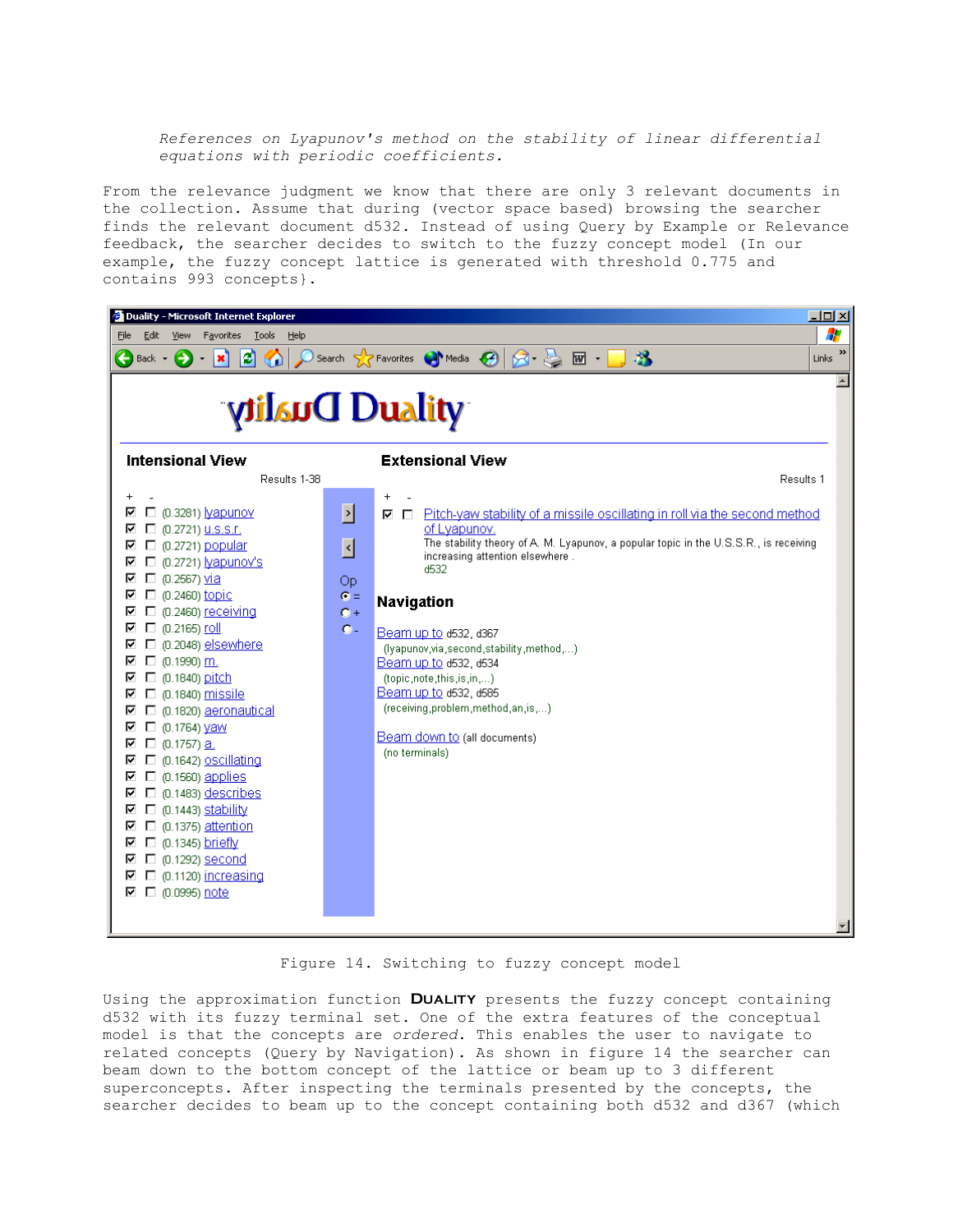*References on Lyapunov's method on the stability of linear differential equations with periodic coefficients.*

From the relevance judgment we know that there are only 3 relevant documents in the collection. Assume that during (vector space based) browsing the searcher finds the relevant document d532. Instead of using Query by Example or Relevance feedback, the searcher decides to switch to the fuzzy concept model (In our example, the fuzzy concept lattice is generated with threshold 0.775 and contains 993 concepts).

Figure 14. Switching to fuzzy concept model

Using the approximation function **DUALITY** presents the fuzzy concept containing d532 with its fuzzy terminal set. One of the extra features of the conceptual model is that the concepts are *ordered*. This enables the user to navigate to related concepts (Query by Navigation). As shown in figure 14 the searcher can beam down to the bottom concept of the lattice or beam up to 3 different superconcepts. After inspecting the terminals presented by the concepts, the searcher decides to beam up to the concept containing both d532 and d367 (which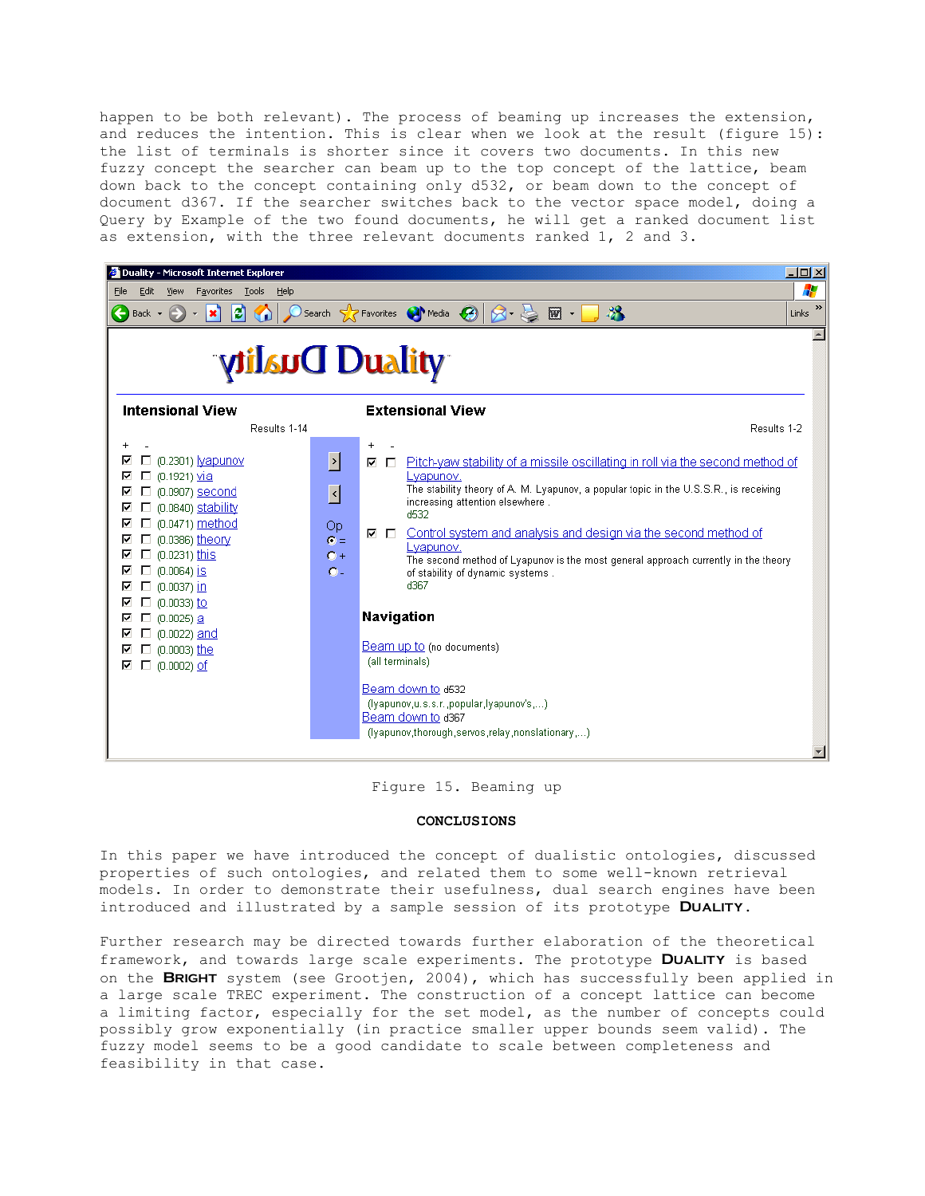happen to be both relevant). The process of beaming up increases the extension, and reduces the intention. This is clear when we look at the result (figure 15): the list of terminals is shorter since it covers two documents. In this new fuzzy concept the searcher can beam up to the top concept of the lattice, beam down back to the concept containing only d532, or beam down to the concept of document d367. If the searcher switches back to the vector space model, doing a Query by Example of the two found documents, he will get a ranked document list as extension, with the three relevant documents ranked 1, 2 and 3.

Figure 15. Beaming up

## CONCLUSIONS

In this paper we have introduced the concept of dualistic ontologies, discussed properties of such ontologies, and related them to some well-known retrieval models. In order to demonstrate their usefulness, dual search engines have been introduced and illustrated by a sample session of its prototype **DUALITY**.

Further research may be directed towards further elaboration of the theoretical framework, and towards large scale experiments. The prototype **DUALITY** is based on the **BRIGHT** system (see Grootjen, 2004), which has successfully been applied in a large scale TREC experiment. The construction of a concept lattice can become a limiting factor, especially for the set model, as the number of concepts could possibly grow exponentially (in practice smaller upper bounds seem valid). The fuzzy model seems to be a good candidate to scale between completeness and feasibility in that case.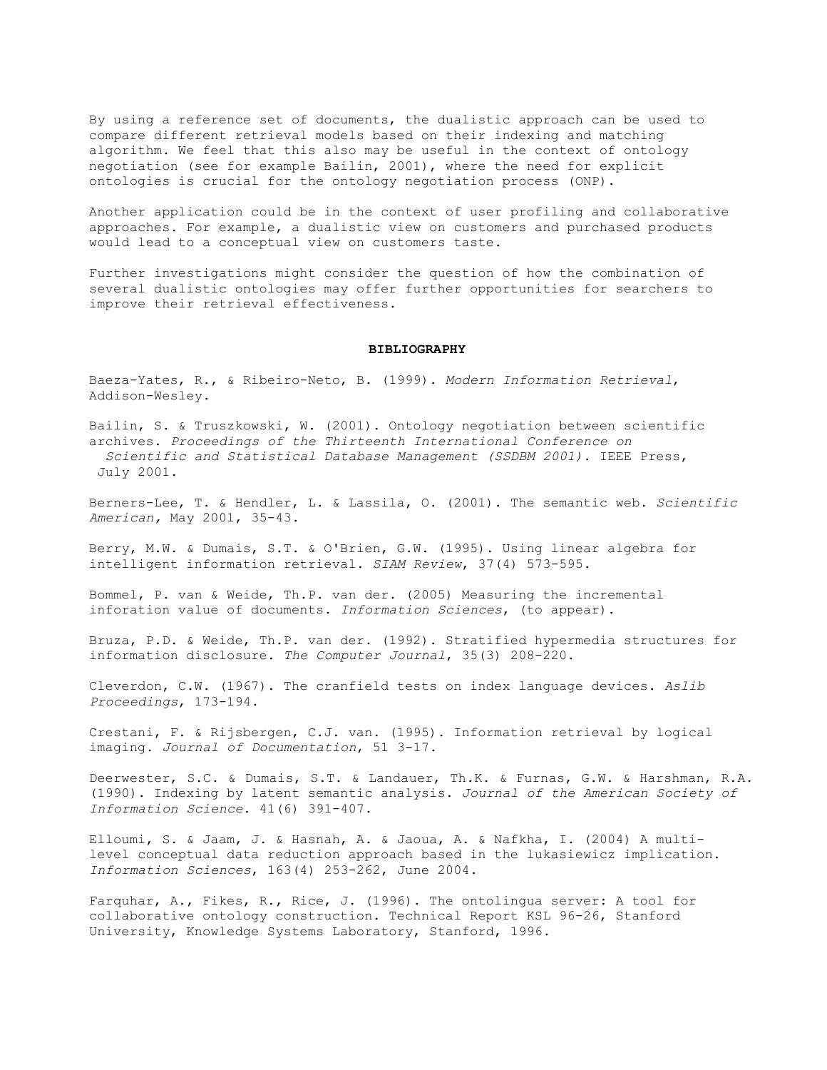By using a reference set of documents, the dualistic approach can be used to compare different retrieval models based on their indexing and matching algorithm. We feel that this also may be useful in the context of ontology negotiation (see for example Bailin, 2001), where the need for explicit ontologies is crucial for the ontology negotiation process (ONP).

Another application could be in the context of user profiling and collaborative approaches. For example, a dualistic view on customers and purchased products would lead to a conceptual view on customers taste.

Further investigations might consider the question of how the combination of several dualistic ontologies may offer further opportunities for searchers to improve their retrieval effectiveness.

## BIBLIOGRAPHY

Baeza-Yates, R., & Ribeiro-Neto, B. (1999). *Modern Information Retrieval*, Addison-Wesley.

Bailin, S. & Truszkowski, W. (2001). Ontology negotiation between scientific archives. *Proceedings of the Thirteenth International Conference on Scientific and Statistical Database Management (SSDBM 2001)*. IEEE Press, July 2001.

Berners-Lee, T. & Hendler, L. & Lassila, O. (2001). The semantic web. *Scientific American,* May 2001, 35-43.

Berry, M.W. & Dumais, S.T. & O'Brien, G.W. (1995). Using linear algebra for intelligent information retrieval. *SIAM Review*, 37(4) 573-595.

Bommel, P. van & Weide, Th.P. van der. (2005) Measuring the incremental inforation value of documents. *Information Sciences*, (to appear).

Bruza, P.D. & Weide, Th.P. van der. (1992). Stratified hypermedia structures for information disclosure. *The Computer Journal*, 35(3) 208-220.

Cleverdon, C.W. (1967). The cranfield tests on index language devices. *Aslib Proceedings*, 173-194.

Crestani, F. & Rijsbergen, C.J. van. (1995). Information retrieval by logical imaging. *Journal of Documentation*, 51 3-17.

Deerwester, S.C. & Dumais, S.T. & Landauer, Th.K. & Furnas, G.W. & Harshman, R.A. (1990). Indexing by latent semantic analysis. *Journal of the American Society of Information Science*. 41(6) 391-407.

Elloumi, S. & Jaam, J. & Hasnah, A. & Jaoua, A. & Nafkha, I. (2004) A multi-level conceptual data reduction approach based in the lukasiewicz implication. *Information Sciences*, 163(4) 253-262, June 2004.

Farquhar, A., Fikes, R., Rice, J. (1996). The ontolingua server: A tool for collaborative ontology construction. Technical Report KSL 96-26, Stanford University, Knowledge Systems Laboratory, Stanford, 1996.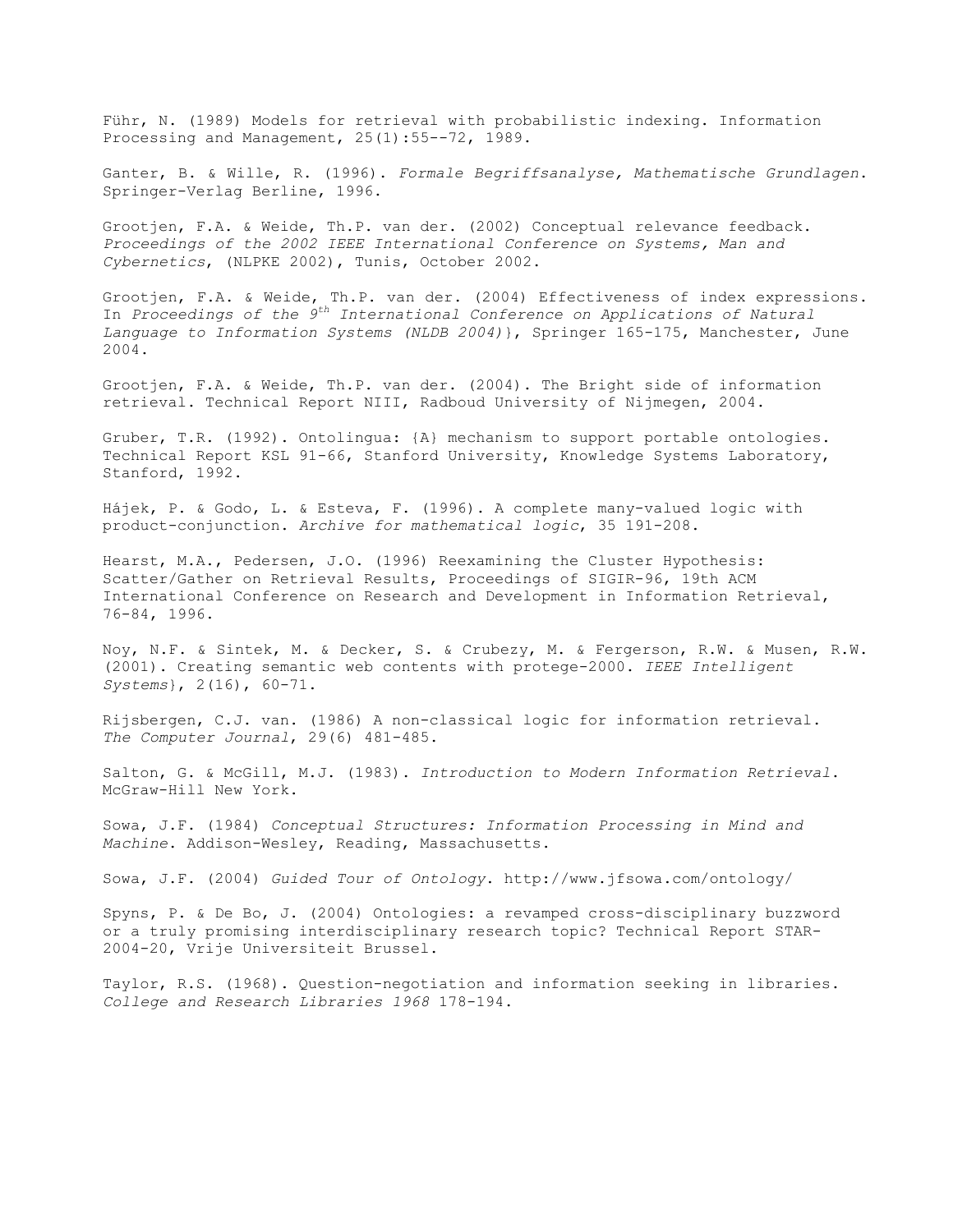Führ, N. (1989) Models for retrieval with probabilistic indexing. Information Processing and Management, 25(1):55--72, 1989.

Ganter, B. & Wille, R. (1996). *Formale Begriffsanalyse, Mathematische Grundlagen*. Springer-Verlag Berline, 1996.

Grootjen, F.A. & Weide, Th.P. van der. (2002) Conceptual relevance feedback. *Proceedings of the 2002 IEEE International Conference on Systems, Man and Cybernetics*, (NLPKE 2002), Tunis, October 2002.

Grootjen, F.A. & Weide, Th.P. van der. (2004) Effectiveness of index expressions. In *Proceedings of the 9th International Conference on Applications of Natural Language to Information Systems (NLDB 2004)*}, Springer 165-175, Manchester, June 2004.

Grootjen, F.A. & Weide, Th.P. van der. (2004). The Bright side of information retrieval. Technical Report NIII, Radboud University of Nijmegen, 2004.

Gruber, T.R. (1992). Ontolingua: {A} mechanism to support portable ontologies. Technical Report KSL 91-66, Stanford University, Knowledge Systems Laboratory, Stanford, 1992.

Hájek, P. & Godo, L. & Esteva, F. (1996). A complete many-valued logic with product-conjunction. *Archive for mathematical logic*, 35 191-208.

Hearst, M.A., Pedersen, J.O. (1996) Reexamining the Cluster Hypothesis: Scatter/Gather on Retrieval Results, Proceedings of SIGIR-96, 19th ACM International Conference on Research and Development in Information Retrieval, 76-84, 1996.

Noy, N.F. & Sintek, M. & Decker, S. & Crubezy, M. & Fergerson, R.W. & Musen, R.W. (2001). Creating semantic web contents with protege-2000. *IEEE Intelligent Systems*}, 2(16), 60-71.

Rijsbergen, C.J. van. (1986) A non-classical logic for information retrieval. *The Computer Journal*, 29(6) 481-485.

Salton, G. & McGill, M.J. (1983). *Introduction to Modern Information Retrieval*. McGraw-Hill New York.

Sowa, J.F. (1984) *Conceptual Structures: Information Processing in Mind and Machine*. Addison-Wesley, Reading, Massachusetts.

Sowa, J.F. (2004) *Guided Tour of Ontology*. http://www.jfsowa.com/ontology/

Spyns, P. & De Bo, J. (2004) Ontologies: a revamped cross-disciplinary buzzword or a truly promising interdisciplinary research topic? Technical Report STAR-2004-20, Vrije Universiteit Brussel.

Taylor, R.S. (1968). Question-negotiation and information seeking in libraries. *College and Research Libraries 1968* 178-194.